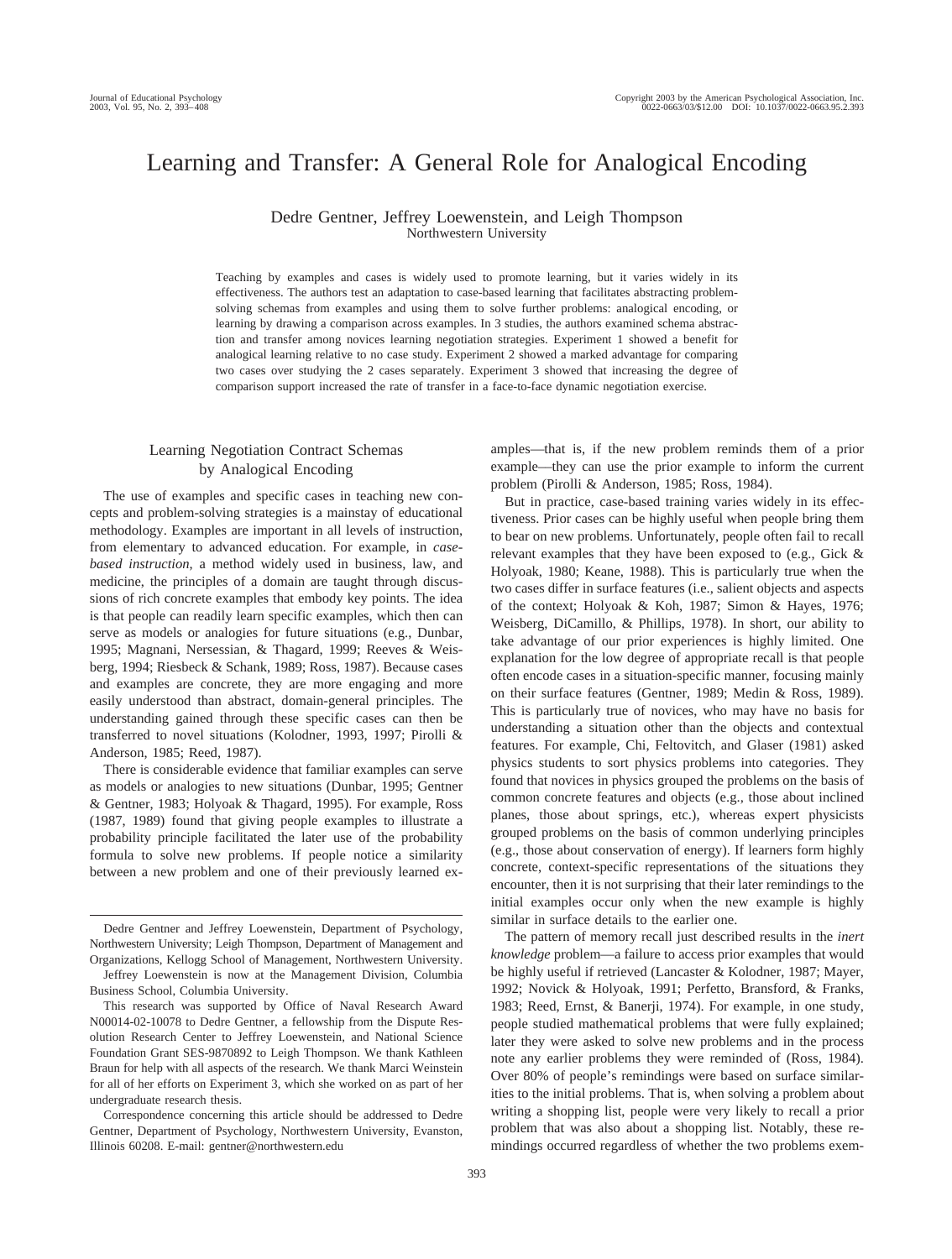# Learning and Transfer: A General Role for Analogical Encoding

Dedre Gentner, Jeffrey Loewenstein, and Leigh Thompson
Northwestern University

Teaching by examples and cases is widely used to promote learning, but it varies widely in its effectiveness. The authors test an adaptation to case-based learning that facilitates abstracting problem-solving schemas from examples and using them to solve further problems: analogical encoding, or learning by drawing a comparison across examples. In 3 studies, the authors examined schema abstraction and transfer among novices learning negotiation strategies. Experiment 1 showed a benefit for analogical learning relative to no case study. Experiment 2 showed a marked advantage for comparing two cases over studying the 2 cases separately. Experiment 3 showed that increasing the degree of comparison support increased the rate of transfer in a face-to-face dynamic negotiation exercise.

## Learning Negotiation Contract Schemas by Analogical Encoding

The use of examples and specific cases in teaching new concepts and problem-solving strategies is a mainstay of educational methodology. Examples are important in all levels of instruction, from elementary to advanced education. For example, in *case-based instruction*, a method widely used in business, law, and medicine, the principles of a domain are taught through discussions of rich concrete examples that embody key points. The idea is that people can readily learn specific examples, which then can serve as models or analogies for future situations (e.g., Dunbar, 1995; Magnani, Nersessian, & Thagard, 1999; Reeves & Weisberg, 1994; Riesbeck & Schank, 1989; Ross, 1987). Because cases and examples are concrete, they are more engaging and more easily understood than abstract, domain-general principles. The understanding gained through these specific cases can then be transferred to novel situations (Kolodner, 1993, 1997; Pirolli & Anderson, 1985; Reed, 1987).

There is considerable evidence that familiar examples can serve as models or analogies to new situations (Dunbar, 1995; Gentner & Gentner, 1983; Holyoak & Thagard, 1995). For example, Ross (1987, 1989) found that giving people examples to illustrate a probability principle facilitated the later use of the probability formula to solve new problems. If people notice a similarity between a new problem and one of their previously learned examples—that is, if the new problem reminds them of a prior example—they can use the prior example to inform the current problem (Pirolli & Anderson, 1985; Ross, 1984).

But in practice, case-based training varies widely in its effectiveness. Prior cases can be highly useful when people bring them to bear on new problems. Unfortunately, people often fail to recall relevant examples that they have been exposed to (e.g., Gick & Holyoak, 1980; Keane, 1988). This is particularly true when the two cases differ in surface features (i.e., salient objects and aspects of the context; Holyoak & Koh, 1987; Simon & Hayes, 1976; Weisberg, DiCamillo, & Phillips, 1978). In short, our ability to take advantage of our prior experiences is highly limited. One explanation for the low degree of appropriate recall is that people often encode cases in a situation-specific manner, focusing mainly on their surface features (Gentner, 1989; Medin & Ross, 1989). This is particularly true of novices, who may have no basis for understanding a situation other than the objects and contextual features. For example, Chi, Feltovitch, and Glaser (1981) asked physics students to sort physics problems into categories. They found that novices in physics grouped the problems on the basis of common concrete features and objects (e.g., those about inclined planes, those about springs, etc.), whereas expert physicists grouped problems on the basis of common underlying principles (e.g., those about conservation of energy). If learners form highly concrete, context-specific representations of the situations they encounter, then it is not surprising that their later remindings to the initial examples occur only when the new example is highly similar in surface details to the earlier one.

The pattern of memory recall just described results in the *inert knowledge* problem—a failure to access prior examples that would be highly useful if retrieved (Lancaster & Kolodner, 1987; Mayer, 1992; Novick & Holyoak, 1991; Perfetto, Bransford, & Franks, 1983; Reed, Ernst, & Banerji, 1974). For example, in one study, people studied mathematical problems that were fully explained; later they were asked to solve new problems and in the process note any earlier problems they were reminded of (Ross, 1984). Over 80% of people's remindings were based on surface similarities to the initial problems. That is, when solving a problem about writing a shopping list, people were very likely to recall a prior problem that was also about a shopping list. Notably, these remindings occurred regardless of whether the two problems exem-

---

Dedre Gentner and Jeffrey Loewenstein, Department of Psychology, Northwestern University; Leigh Thompson, Department of Management and Organizations, Kellogg School of Management, Northwestern University.

Jeffrey Loewenstein is now at the Management Division, Columbia Business School, Columbia University.

This research was supported by Office of Naval Research Award N00014-02-10078 to Dedre Gentner, a fellowship from the Dispute Resolution Research Center to Jeffrey Loewenstein, and National Science Foundation Grant SES-9870892 to Leigh Thompson. We thank Kathleen Braun for help with all aspects of the research. We thank Marci Weinstein for all of her efforts on Experiment 3, which she worked on as part of her undergraduate research thesis.

Correspondence concerning this article should be addressed to Dedre Gentner, Department of Psychology, Northwestern University, Evanston, Illinois 60208. E-mail: gentner@northwestern.edu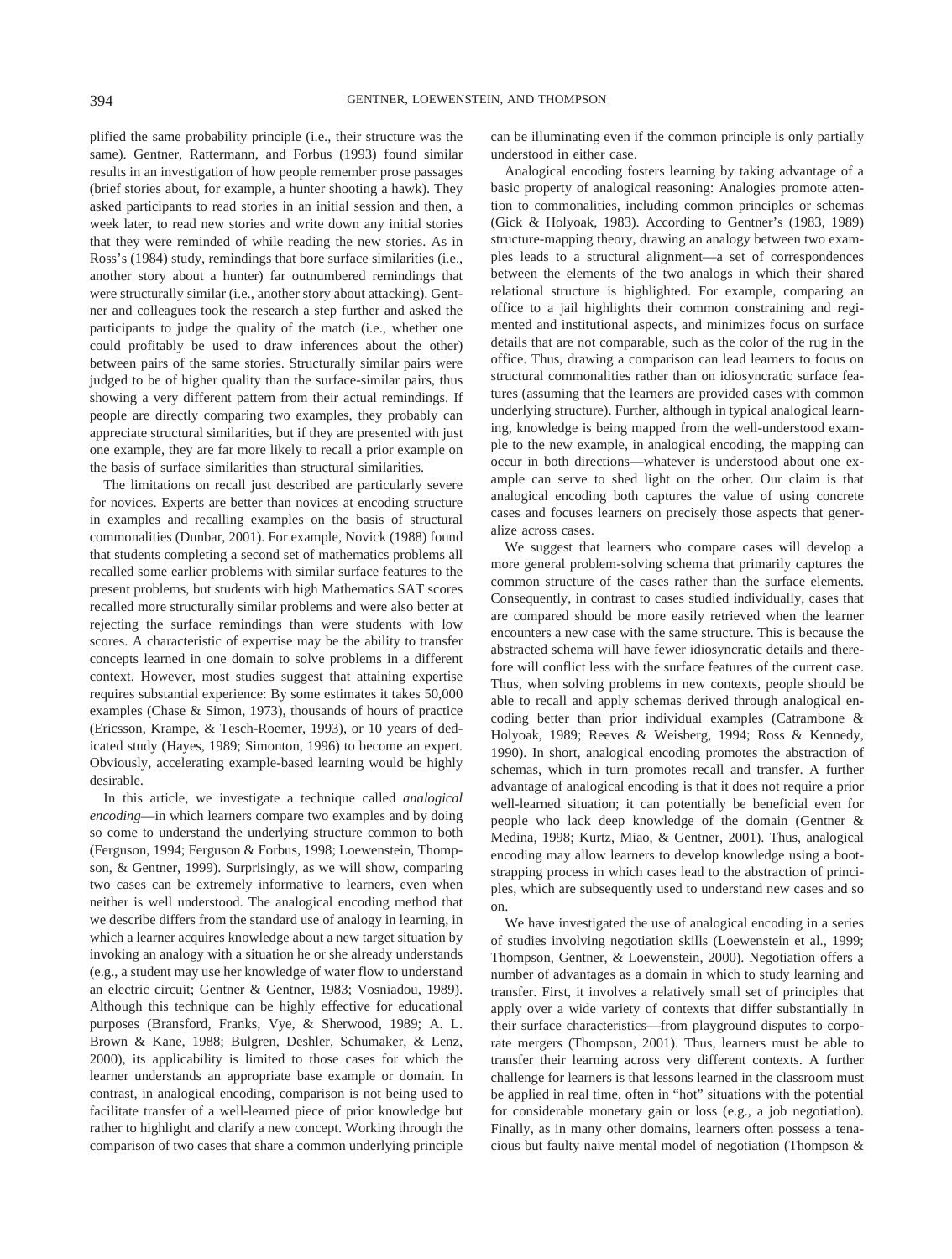plified the same probability principle (i.e., their structure was the same). Gentner, Rattermann, and Forbus (1993) found similar results in an investigation of how people remember prose passages (brief stories about, for example, a hunter shooting a hawk). They asked participants to read stories in an initial session and then, a week later, to read new stories and write down any initial stories that they were reminded of while reading the new stories. As in Ross's (1984) study, remindings that bore surface similarities (i.e., another story about a hunter) far outnumbered remindings that were structurally similar (i.e., another story about attacking). Gentner and colleagues took the research a step further and asked the participants to judge the quality of the match (i.e., whether one could profitably be used to draw inferences about the other) between pairs of the same stories. Structurally similar pairs were judged to be of higher quality than the surface-similar pairs, thus showing a very different pattern from their actual remindings. If people are directly comparing two examples, they probably can appreciate structural similarities, but if they are presented with just one example, they are far more likely to recall a prior example on the basis of surface similarities than structural similarities.

The limitations on recall just described are particularly severe for novices. Experts are better than novices at encoding structure in examples and recalling examples on the basis of structural commonalities (Dunbar, 2001). For example, Novick (1988) found that students completing a second set of mathematics problems all recalled some earlier problems with similar surface features to the present problems, but students with high Mathematics SAT scores recalled more structurally similar problems and were also better at rejecting the surface remindings than were students with low scores. A characteristic of expertise may be the ability to transfer concepts learned in one domain to solve problems in a different context. However, most studies suggest that attaining expertise requires substantial experience: By some estimates it takes 50,000 examples (Chase & Simon, 1973), thousands of hours of practice (Ericsson, Krampe, & Tesch-Roemer, 1993), or 10 years of dedicated study (Hayes, 1989; Simonton, 1996) to become an expert. Obviously, accelerating example-based learning would be highly desirable.

In this article, we investigate a technique called *analogical encoding*—in which learners compare two examples and by doing so come to understand the underlying structure common to both (Ferguson, 1994; Ferguson & Forbus, 1998; Loewenstein, Thompson, & Gentner, 1999). Surprisingly, as we will show, comparing two cases can be extremely informative to learners, even when neither is well understood. The analogical encoding method that we describe differs from the standard use of analogy in learning, in which a learner acquires knowledge about a new target situation by invoking an analogy with a situation he or she already understands (e.g., a student may use her knowledge of water flow to understand an electric circuit; Gentner & Gentner, 1983; Vosniadou, 1989). Although this technique can be highly effective for educational purposes (Bransford, Franks, Vye, & Sherwood, 1989; A. L. Brown & Kane, 1988; Bulgren, Deshler, Schumaker, & Lenz, 2000), its applicability is limited to those cases for which the learner understands an appropriate base example or domain. In contrast, in analogical encoding, comparison is not being used to facilitate transfer of a well-learned piece of prior knowledge but rather to highlight and clarify a new concept. Working through the comparison of two cases that share a common underlying principle can be illuminating even if the common principle is only partially understood in either case.

Analogical encoding fosters learning by taking advantage of a basic property of analogical reasoning: Analogies promote attention to commonalities, including common principles or schemas (Gick & Holyoak, 1983). According to Gentner's (1983, 1989) structure-mapping theory, drawing an analogy between two examples leads to a structural alignment—a set of correspondences between the elements of the two analogs in which their shared relational structure is highlighted. For example, comparing an office to a jail highlights their common constraining and regimented and institutional aspects, and minimizes focus on surface details that are not comparable, such as the color of the rug in the office. Thus, drawing a comparison can lead learners to focus on structural commonalities rather than on idiosyncratic surface features (assuming that the learners are provided cases with common underlying structure). Further, although in typical analogical learning, knowledge is being mapped from the well-understood example to the new example, in analogical encoding, the mapping can occur in both directions—whatever is understood about one example can serve to shed light on the other. Our claim is that analogical encoding both captures the value of using concrete cases and focuses learners on precisely those aspects that generalize across cases.

We suggest that learners who compare cases will develop a more general problem-solving schema that primarily captures the common structure of the cases rather than the surface elements. Consequently, in contrast to cases studied individually, cases that are compared should be more easily retrieved when the learner encounters a new case with the same structure. This is because the abstracted schema will have fewer idiosyncratic details and therefore will conflict less with the surface features of the current case. Thus, when solving problems in new contexts, people should be able to recall and apply schemas derived through analogical encoding better than prior individual examples (Catrambone & Holyoak, 1989; Reeves & Weisberg, 1994; Ross & Kennedy, 1990). In short, analogical encoding promotes the abstraction of schemas, which in turn promotes recall and transfer. A further advantage of analogical encoding is that it does not require a prior well-learned situation; it can potentially be beneficial even for people who lack deep knowledge of the domain (Gentner & Medina, 1998; Kurtz, Miao, & Gentner, 2001). Thus, analogical encoding may allow learners to develop knowledge using a bootstrapping process in which cases lead to the abstraction of principles, which are subsequently used to understand new cases and so on.

We have investigated the use of analogical encoding in a series of studies involving negotiation skills (Loewenstein et al., 1999; Thompson, Gentner, & Loewenstein, 2000). Negotiation offers a number of advantages as a domain in which to study learning and transfer. First, it involves a relatively small set of principles that apply over a wide variety of contexts that differ substantially in their surface characteristics—from playground disputes to corporate mergers (Thompson, 2001). Thus, learners must be able to transfer their learning across very different contexts. A further challenge for learners is that lessons learned in the classroom must be applied in real time, often in "hot" situations with the potential for considerable monetary gain or loss (e.g., a job negotiation). Finally, as in many other domains, learners often possess a tenacious but faulty naive mental model of negotiation (Thompson &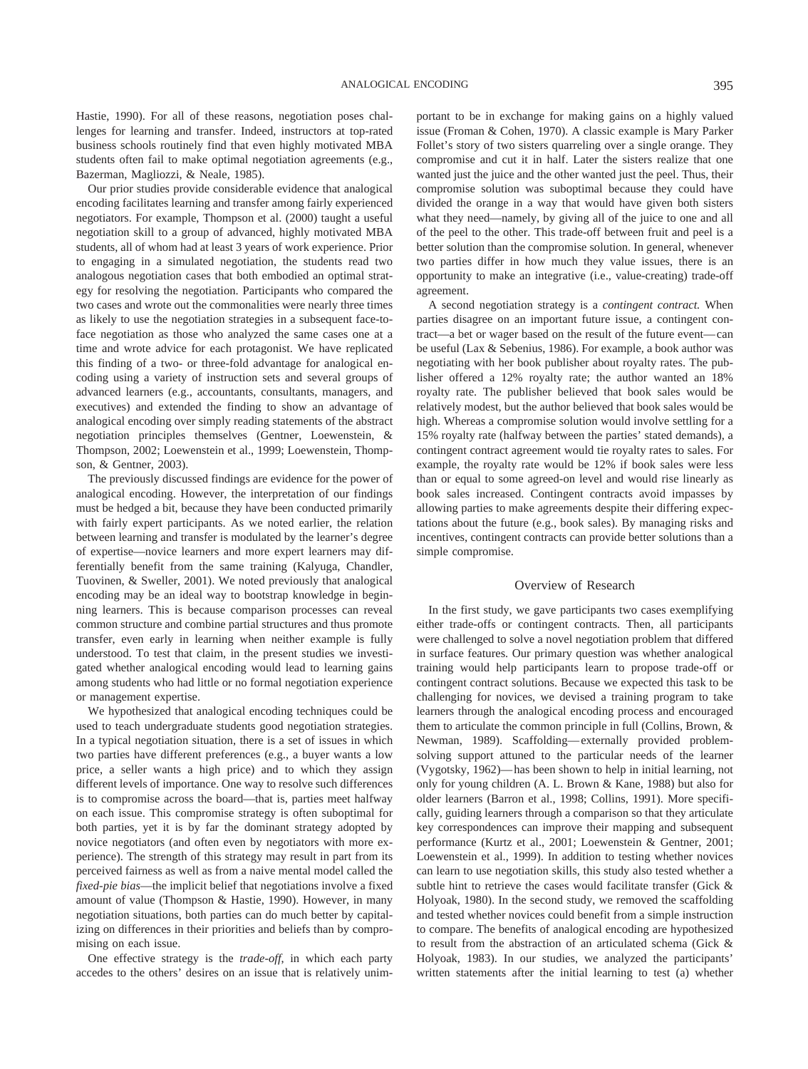Hastie, 1990). For all of these reasons, negotiation poses challenges for learning and transfer. Indeed, instructors at top-rated business schools routinely find that even highly motivated MBA students often fail to make optimal negotiation agreements (e.g., Bazerman, Magliozzi, & Neale, 1985).

Our prior studies provide considerable evidence that analogical encoding facilitates learning and transfer among fairly experienced negotiators. For example, Thompson et al. (2000) taught a useful negotiation skill to a group of advanced, highly motivated MBA students, all of whom had at least 3 years of work experience. Prior to engaging in a simulated negotiation, the students read two analogous negotiation cases that both embodied an optimal strategy for resolving the negotiation. Participants who compared the two cases and wrote out the commonalities were nearly three times as likely to use the negotiation strategies in a subsequent face-to-face negotiation as those who analyzed the same cases one at a time and wrote advice for each protagonist. We have replicated this finding of a two- or three-fold advantage for analogical encoding using a variety of instruction sets and several groups of advanced learners (e.g., accountants, consultants, managers, and executives) and extended the finding to show an advantage of analogical encoding over simply reading statements of the abstract negotiation principles themselves (Gentner, Loewenstein, & Thompson, 2002; Loewenstein et al., 1999; Loewenstein, Thompson, & Gentner, 2003).

The previously discussed findings are evidence for the power of analogical encoding. However, the interpretation of our findings must be hedged a bit, because they have been conducted primarily with fairly expert participants. As we noted earlier, the relation between learning and transfer is modulated by the learner's degree of expertise—novice learners and more expert learners may differentially benefit from the same training (Kalyuga, Chandler, Tuovinen, & Sweller, 2001). We noted previously that analogical encoding may be an ideal way to bootstrap knowledge in beginning learners. This is because comparison processes can reveal common structure and combine partial structures and thus promote transfer, even early in learning when neither example is fully understood. To test that claim, in the present studies we investigated whether analogical encoding would lead to learning gains among students who had little or no formal negotiation experience or management expertise.

We hypothesized that analogical encoding techniques could be used to teach undergraduate students good negotiation strategies. In a typical negotiation situation, there is a set of issues in which two parties have different preferences (e.g., a buyer wants a low price, a seller wants a high price) and to which they assign different levels of importance. One way to resolve such differences is to compromise across the board—that is, parties meet halfway on each issue. This compromise strategy is often suboptimal for both parties, yet it is by far the dominant strategy adopted by novice negotiators (and often even by negotiators with more experience). The strength of this strategy may result in part from its perceived fairness as well as from a naive mental model called the *fixed-pie bias*—the implicit belief that negotiations involve a fixed amount of value (Thompson & Hastie, 1990). However, in many negotiation situations, both parties can do much better by capitalizing on differences in their priorities and beliefs than by compromising on each issue.

One effective strategy is the *trade-off*, in which each party accedes to the others' desires on an issue that is relatively unimportant to be in exchange for making gains on a highly valued issue (Froman & Cohen, 1970). A classic example is Mary Parker Follet's story of two sisters quarreling over a single orange. They compromise and cut it in half. Later the sisters realize that one wanted just the juice and the other wanted just the peel. Thus, their compromise solution was suboptimal because they could have divided the orange in a way that would have given both sisters what they need—namely, by giving all of the juice to one and all of the peel to the other. This trade-off between fruit and peel is a better solution than the compromise solution. In general, whenever two parties differ in how much they value issues, there is an opportunity to make an integrative (i.e., value-creating) trade-off agreement.

A second negotiation strategy is a *contingent contract.* When parties disagree on an important future issue, a contingent contract—a bet or wager based on the result of the future event—can be useful (Lax & Sebenius, 1986). For example, a book author was negotiating with her book publisher about royalty rates. The publisher offered a 12% royalty rate; the author wanted an 18% royalty rate. The publisher believed that book sales would be relatively modest, but the author believed that book sales would be high. Whereas a compromise solution would involve settling for a 15% royalty rate (halfway between the parties' stated demands), a contingent contract agreement would tie royalty rates to sales. For example, the royalty rate would be 12% if book sales were less than or equal to some agreed-on level and would rise linearly as book sales increased. Contingent contracts avoid impasses by allowing parties to make agreements despite their differing expectations about the future (e.g., book sales). By managing risks and incentives, contingent contracts can provide better solutions than a simple compromise.

## Overview of Research

In the first study, we gave participants two cases exemplifying either trade-offs or contingent contracts. Then, all participants were challenged to solve a novel negotiation problem that differed in surface features. Our primary question was whether analogical training would help participants learn to propose trade-off or contingent contract solutions. Because we expected this task to be challenging for novices, we devised a training program to take learners through the analogical encoding process and encouraged them to articulate the common principle in full (Collins, Brown, & Newman, 1989). Scaffolding—externally provided problem-solving support attuned to the particular needs of the learner (Vygotsky, 1962)—has been shown to help in initial learning, not only for young children (A. L. Brown & Kane, 1988) but also for older learners (Barron et al., 1998; Collins, 1991). More specifically, guiding learners through a comparison so that they articulate key correspondences can improve their mapping and subsequent performance (Kurtz et al., 2001; Loewenstein & Gentner, 2001; Loewenstein et al., 1999). In addition to testing whether novices can learn to use negotiation skills, this study also tested whether a subtle hint to retrieve the cases would facilitate transfer (Gick & Holyoak, 1980). In the second study, we removed the scaffolding and tested whether novices could benefit from a simple instruction to compare. The benefits of analogical encoding are hypothesized to result from the abstraction of an articulated schema (Gick & Holyoak, 1983). In our studies, we analyzed the participants' written statements after the initial learning to test (a) whether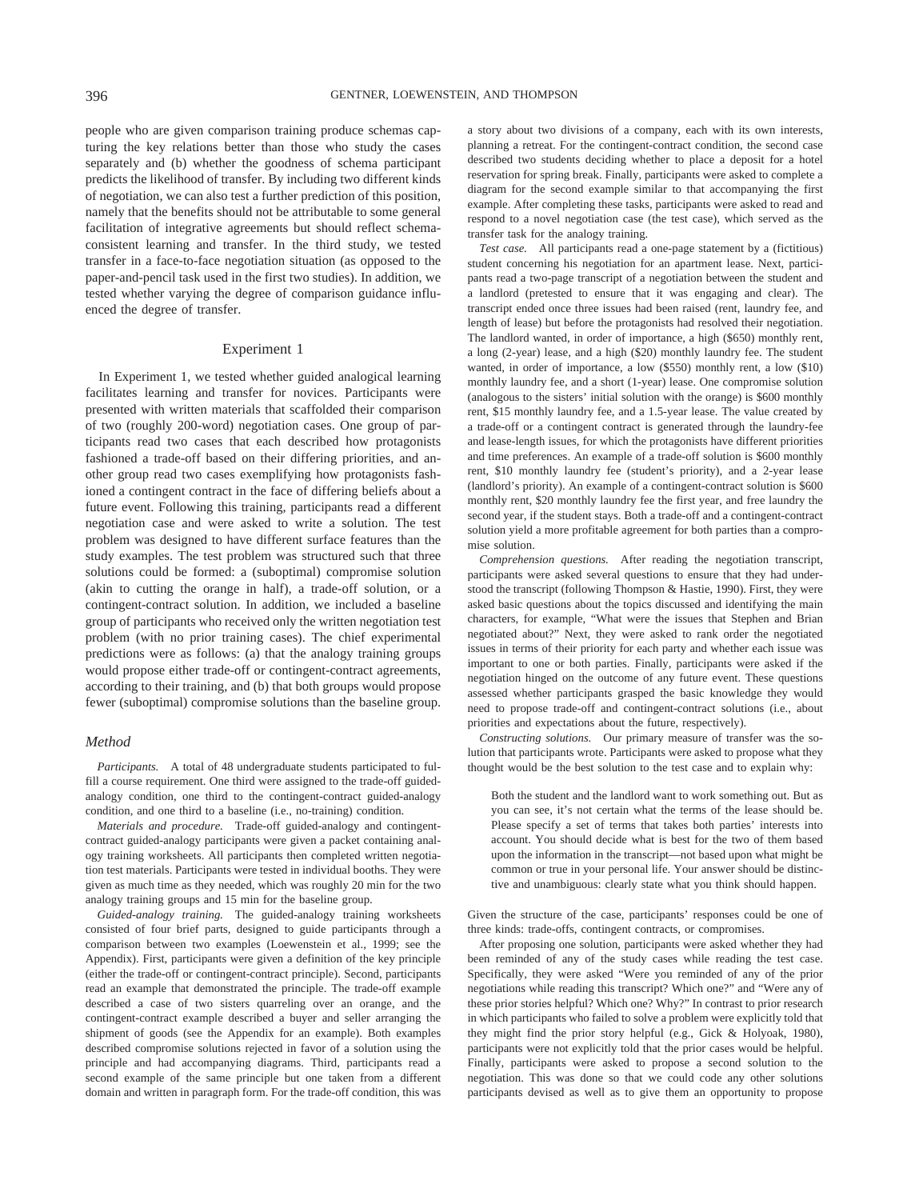people who are given comparison training produce schemas capturing the key relations better than those who study the cases separately and (b) whether the goodness of schema participant predicts the likelihood of transfer. By including two different kinds of negotiation, we can also test a further prediction of this position, namely that the benefits should not be attributable to some general facilitation of integrative agreements but should reflect schema-consistent learning and transfer. In the third study, we tested transfer in a face-to-face negotiation situation (as opposed to the paper-and-pencil task used in the first two studies). In addition, we tested whether varying the degree of comparison guidance influenced the degree of transfer.

## Experiment 1

In Experiment 1, we tested whether guided analogical learning facilitates learning and transfer for novices. Participants were presented with written materials that scaffolded their comparison of two (roughly 200-word) negotiation cases. One group of participants read two cases that each described how protagonists fashioned a trade-off based on their differing priorities, and another group read two cases exemplifying how protagonists fashioned a contingent contract in the face of differing beliefs about a future event. Following this training, participants read a different negotiation case and were asked to write a solution. The test problem was designed to have different surface features than the study examples. The test problem was structured such that three solutions could be formed: a (suboptimal) compromise solution (akin to cutting the orange in half), a trade-off solution, or a contingent-contract solution. In addition, we included a baseline group of participants who received only the written negotiation test problem (with no prior training cases). The chief experimental predictions were as follows: (a) that the analogy training groups would propose either trade-off or contingent-contract agreements, according to their training, and (b) that both groups would propose fewer (suboptimal) compromise solutions than the baseline group.

### Method

*Participants.* A total of 48 undergraduate students participated to fulfill a course requirement. One third were assigned to the trade-off guided-analogy condition, one third to the contingent-contract guided-analogy condition, and one third to a baseline (i.e., no-training) condition.

*Materials and procedure.* Trade-off guided-analogy and contingent-contract guided-analogy participants were given a packet containing analogy training worksheets. All participants then completed written negotiation test materials. Participants were tested in individual booths. They were given as much time as they needed, which was roughly 20 min for the two analogy training groups and 15 min for the baseline group.

*Guided-analogy training.* The guided-analogy training worksheets consisted of four brief parts, designed to guide participants through a comparison between two examples (Loewenstein et al., 1999; see the Appendix). First, participants were given a definition of the key principle (either the trade-off or contingent-contract principle). Second, participants read an example that demonstrated the principle. The trade-off example described a case of two sisters quarreling over an orange, and the contingent-contract example described a buyer and seller arranging the shipment of goods (see the Appendix for an example). Both examples described compromise solutions rejected in favor of a solution using the principle and had accompanying diagrams. Third, participants read a second example of the same principle but one taken from a different domain and written in paragraph form. For the trade-off condition, this was a story about two divisions of a company, each with its own interests, planning a retreat. For the contingent-contract condition, the second case described two students deciding whether to place a deposit for a hotel reservation for spring break. Finally, participants were asked to complete a diagram for the second example similar to that accompanying the first example. After completing these tasks, participants were asked to read and respond to a novel negotiation case (the test case), which served as the transfer task for the analogy training.

*Test case.* All participants read a one-page statement by a (fictitious) student concerning his negotiation for an apartment lease. Next, participants read a two-page transcript of a negotiation between the student and a landlord (pretested to ensure that it was engaging and clear). The transcript ended once three issues had been raised (rent, laundry fee, and length of lease) but before the protagonists had resolved their negotiation. The landlord wanted, in order of importance, a high ($650) monthly rent, a long (2-year) lease, and a high ($20) monthly laundry fee. The student wanted, in order of importance, a low ($550) monthly rent, a low ($10) monthly laundry fee, and a short (1-year) lease. One compromise solution (analogous to the sisters' initial solution with the orange) is $600 monthly rent, $15 monthly laundry fee, and a 1.5-year lease. The value created by a trade-off or a contingent contract is generated through the laundry-fee and lease-length issues, for which the protagonists have different priorities and time preferences. An example of a trade-off solution is $600 monthly rent, $10 monthly laundry fee (student's priority), and a 2-year lease (landlord's priority). An example of a contingent-contract solution is $600 monthly rent, $20 monthly laundry fee the first year, and free laundry the second year, if the student stays. Both a trade-off and a contingent-contract solution yield a more profitable agreement for both parties than a compromise solution.

*Comprehension questions.* After reading the negotiation transcript, participants were asked several questions to ensure that they had understood the transcript (following Thompson & Hastie, 1990). First, they were asked basic questions about the topics discussed and identifying the main characters, for example, "What were the issues that Stephen and Brian negotiated about?" Next, they were asked to rank order the negotiated issues in terms of their priority for each party and whether each issue was important to one or both parties. Finally, participants were asked if the negotiation hinged on the outcome of any future event. These questions assessed whether participants grasped the basic knowledge they would need to propose trade-off and contingent-contract solutions (i.e., about priorities and expectations about the future, respectively).

*Constructing solutions.* Our primary measure of transfer was the solution that participants wrote. Participants were asked to propose what they thought would be the best solution to the test case and to explain why:

> Both the student and the landlord want to work something out. But as you can see, it's not certain what the terms of the lease should be. Please specify a set of terms that takes both parties' interests into account. You should decide what is best for the two of them based upon the information in the transcript—not based upon what might be common or true in your personal life. Your answer should be distinctive and unambiguous: clearly state what you think should happen.

Given the structure of the case, participants' responses could be one of three kinds: trade-offs, contingent contracts, or compromises.

After proposing one solution, participants were asked whether they had been reminded of any of the study cases while reading the test case. Specifically, they were asked "Were you reminded of any of the prior negotiations while reading this transcript? Which one?" and "Were any of these prior stories helpful? Which one? Why?" In contrast to prior research in which participants who failed to solve a problem were explicitly told that they might find the prior story helpful (e.g., Gick & Holyoak, 1980), participants were not explicitly told that the prior cases would be helpful. Finally, participants were asked to propose a second solution to the negotiation. This was done so that we could code any other solutions participants devised as well as to give them an opportunity to propose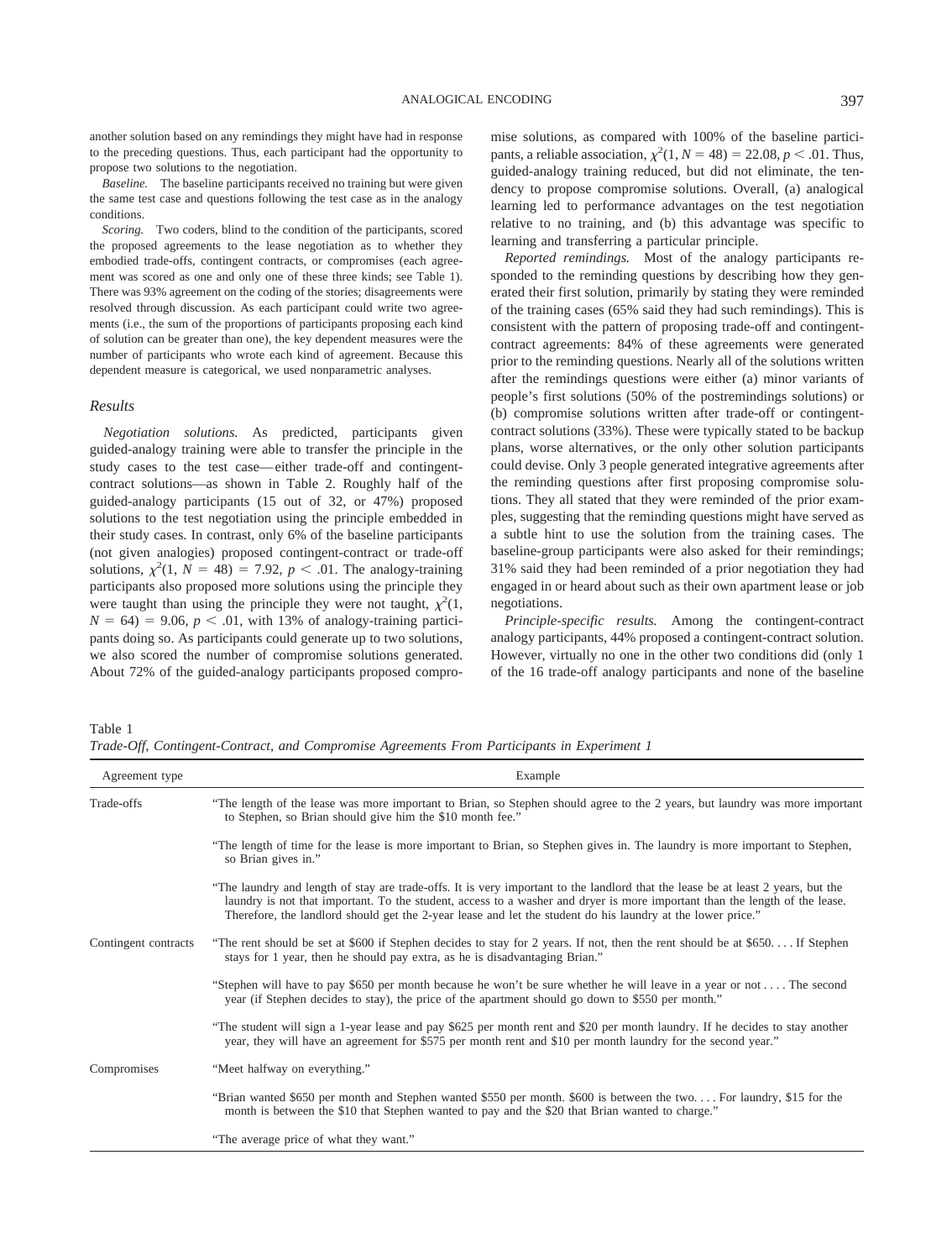another solution based on any remindings they might have had in response to the preceding questions. Thus, each participant had the opportunity to propose two solutions to the negotiation.

*Baseline.* The baseline participants received no training but were given the same test case and questions following the test case as in the analogy conditions.

*Scoring.* Two coders, blind to the condition of the participants, scored the proposed agreements to the lease negotiation as to whether they embodied trade-offs, contingent contracts, or compromises (each agreement was scored as one and only one of these three kinds; see Table 1). There was 93% agreement on the coding of the stories; disagreements were resolved through discussion. As each participant could write two agreements (i.e., the sum of the proportions of participants proposing each kind of solution can be greater than one), the key dependent measures were the number of participants who wrote each kind of agreement. Because this dependent measure is categorical, we used nonparametric analyses.

### Results

*Negotiation solutions.* As predicted, participants given guided-analogy training were able to transfer the principle in the study cases to the test case—either trade-off and contingent-contract solutions—as shown in Table 2. Roughly half of the guided-analogy participants (15 out of 32, or 47%) proposed solutions to the test negotiation using the principle embedded in their study cases. In contrast, only 6% of the baseline participants (not given analogies) proposed contingent-contract or trade-off solutions, $\chi^2(1, N = 48) = 7.92$, $p < .01$. The analogy-training participants also proposed more solutions using the principle they were taught than using the principle they were not taught, $\chi^2(1, N = 64) = 9.06$, $p < .01$, with 13% of analogy-training participants doing so. As participants could generate up to two solutions, we also scored the number of compromise solutions generated. About 72% of the guided-analogy participants proposed compromise solutions, as compared with 100% of the baseline participants, a reliable association, $\chi^2(1, N = 48) = 22.08$, $p < .01$. Thus, guided-analogy training reduced, but did not eliminate, the tendency to propose compromise solutions. Overall, (a) analogical learning led to performance advantages on the test negotiation relative to no training, and (b) this advantage was specific to learning and transferring a particular principle.

*Reported remindings.* Most of the analogy participants responded to the reminding questions by describing how they generated their first solution, primarily by stating they were reminded of the training cases (65% said they had such remindings). This is consistent with the pattern of proposing trade-off and contingent-contract agreements: 84% of these agreements were generated prior to the reminding questions. Nearly all of the solutions written after the remindings questions were either (a) minor variants of people's first solutions (50% of the postremindings solutions) or (b) compromise solutions written after trade-off or contingent-contract solutions (33%). These were typically stated to be backup plans, worse alternatives, or the only other solution participants could devise. Only 3 people generated integrative agreements after the reminding questions after first proposing compromise solutions. They all stated that they were reminded of the prior examples, suggesting that the reminding questions might have served as a subtle hint to use the solution from the training cases. The baseline-group participants were also asked for their remindings; 31% said they had been reminded of a prior negotiation they had engaged in or heard about such as their own apartment lease or job negotiations.

*Principle-specific results.* Among the contingent-contract analogy participants, 44% proposed a contingent-contract solution. However, virtually no one in the other two conditions did (only 1 of the 16 trade-off analogy participants and none of the baseline

Table 1
*Trade-Off, Contingent-Contract, and Compromise Agreements From Participants in Experiment 1*

| Agreement type | Example |
|---|---|
| Trade-offs | "The length of the lease was more important to Brian, so Stephen should agree to the 2 years, but laundry was more important to Stephen, so Brian should give him the $10 month fee." |
| | "The length of time for the lease is more important to Brian, so Stephen gives in. The laundry is more important to Stephen, so Brian gives in." |
| | "The laundry and length of stay are trade-offs. It is very important to the landlord that the lease be at least 2 years, but the laundry is not that important. To the student, access to a washer and dryer is more important than the length of the lease. Therefore, the landlord should get the 2-year lease and let the student do his laundry at the lower price." |
| Contingent contracts | "The rent should be set at $600 if Stephen decides to stay for 2 years. If not, then the rent should be at $650. . . . If Stephen stays for 1 year, then he should pay extra, as he is disadvantaging Brian." |
| | "Stephen will have to pay $650 per month because he won't be sure whether he will leave in a year or not . . . . The second year (if Stephen decides to stay), the price of the apartment should go down to $550 per month." |
| | "The student will sign a 1-year lease and pay $625 per month rent and $20 per month laundry. If he decides to stay another year, they will have an agreement for $575 per month rent and $10 per month laundry for the second year." |
| Compromises | "Meet halfway on everything." |
| | "Brian wanted $650 per month and Stephen wanted $550 per month. $600 is between the two. . . . For laundry, $15 for the month is between the $10 that Stephen wanted to pay and the $20 that Brian wanted to charge." |
| | "The average price of what they want." |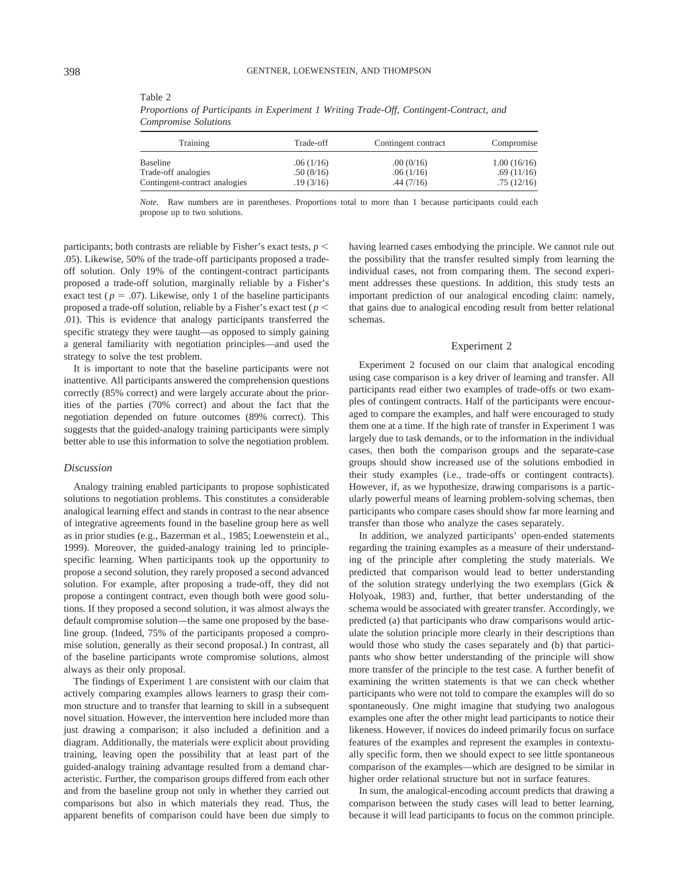Table 2

*Proportions of Participants in Experiment 1 Writing Trade-Off, Contingent-Contract, and Compromise Solutions*

| Training | Trade-off | Contingent contract | Compromise |
|---|---|---|---|
| Baseline | .06 (1/16) | .00 (0/16) | 1.00 (16/16) |
| Trade-off analogies | .50 (8/16) | .06 (1/16) | .69 (11/16) |
| Contingent-contract analogies | .19 (3/16) | .44 (7/16) | .75 (12/16) |

*Note.* Raw numbers are in parentheses. Proportions total to more than 1 because participants could each propose up to two solutions.

participants; both contrasts are reliable by Fisher's exact tests, $p < .05$). Likewise, 50% of the trade-off participants proposed a trade-off solution. Only 19% of the contingent-contract participants proposed a trade-off solution, marginally reliable by a Fisher's exact test ($p = .07$). Likewise, only 1 of the baseline participants proposed a trade-off solution, reliable by a Fisher's exact test ($p < .01$). This is evidence that analogy participants transferred the specific strategy they were taught—as opposed to simply gaining a general familiarity with negotiation principles—and used the strategy to solve the test problem.

It is important to note that the baseline participants were not inattentive. All participants answered the comprehension questions correctly (85% correct) and were largely accurate about the priorities of the parties (70% correct) and about the fact that the negotiation depended on future outcomes (89% correct). This suggests that the guided-analogy training participants were simply better able to use this information to solve the negotiation problem.

### Discussion

Analogy training enabled participants to propose sophisticated solutions to negotiation problems. This constitutes a considerable analogical learning effect and stands in contrast to the near absence of integrative agreements found in the baseline group here as well as in prior studies (e.g., Bazerman et al., 1985; Loewenstein et al., 1999). Moreover, the guided-analogy training led to principle-specific learning. When participants took up the opportunity to propose a second solution, they rarely proposed a second advanced solution. For example, after proposing a trade-off, they did not propose a contingent contract, even though both were good solutions. If they proposed a second solution, it was almost always the default compromise solution—the same one proposed by the baseline group. (Indeed, 75% of the participants proposed a compromise solution, generally as their second proposal.) In contrast, all of the baseline participants wrote compromise solutions, almost always as their only proposal.

The findings of Experiment 1 are consistent with our claim that actively comparing examples allows learners to grasp their common structure and to transfer that learning to skill in a subsequent novel situation. However, the intervention here included more than just drawing a comparison; it also included a definition and a diagram. Additionally, the materials were explicit about providing training, leaving open the possibility that at least part of the guided-analogy training advantage resulted from a demand characteristic. Further, the comparison groups differed from each other and from the baseline group not only in whether they carried out comparisons but also in which materials they read. Thus, the apparent benefits of comparison could have been due simply to having learned cases embodying the principle. We cannot rule out the possibility that the transfer resulted simply from learning the individual cases, not from comparing them. The second experiment addresses these questions. In addition, this study tests an important prediction of our analogical encoding claim: namely, that gains due to analogical encoding result from better relational schemas.

## Experiment 2

Experiment 2 focused on our claim that analogical encoding using case comparison is a key driver of learning and transfer. All participants read either two examples of trade-offs or two examples of contingent contracts. Half of the participants were encouraged to compare the examples, and half were encouraged to study them one at a time. If the high rate of transfer in Experiment 1 was largely due to task demands, or to the information in the individual cases, then both the comparison groups and the separate-case groups should show increased use of the solutions embodied in their study examples (i.e., trade-offs or contingent contracts). However, if, as we hypothesize, drawing comparisons is a particularly powerful means of learning problem-solving schemas, then participants who compare cases should show far more learning and transfer than those who analyze the cases separately.

In addition, we analyzed participants' open-ended statements regarding the training examples as a measure of their understanding of the principle after completing the study materials. We predicted that comparison would lead to better understanding of the solution strategy underlying the two exemplars (Gick & Holyoak, 1983) and, further, that better understanding of the schema would be associated with greater transfer. Accordingly, we predicted (a) that participants who draw comparisons would articulate the solution principle more clearly in their descriptions than would those who study the cases separately and (b) that participants who show better understanding of the principle will show more transfer of the principle to the test case. A further benefit of examining the written statements is that we can check whether participants who were not told to compare the examples will do so spontaneously. One might imagine that studying two analogous examples one after the other might lead participants to notice their likeness. However, if novices do indeed primarily focus on surface features of the examples and represent the examples in contextually specific form, then we should expect to see little spontaneous comparison of the examples—which are designed to be similar in higher order relational structure but not in surface features.

In sum, the analogical-encoding account predicts that drawing a comparison between the study cases will lead to better learning, because it will lead participants to focus on the common principle.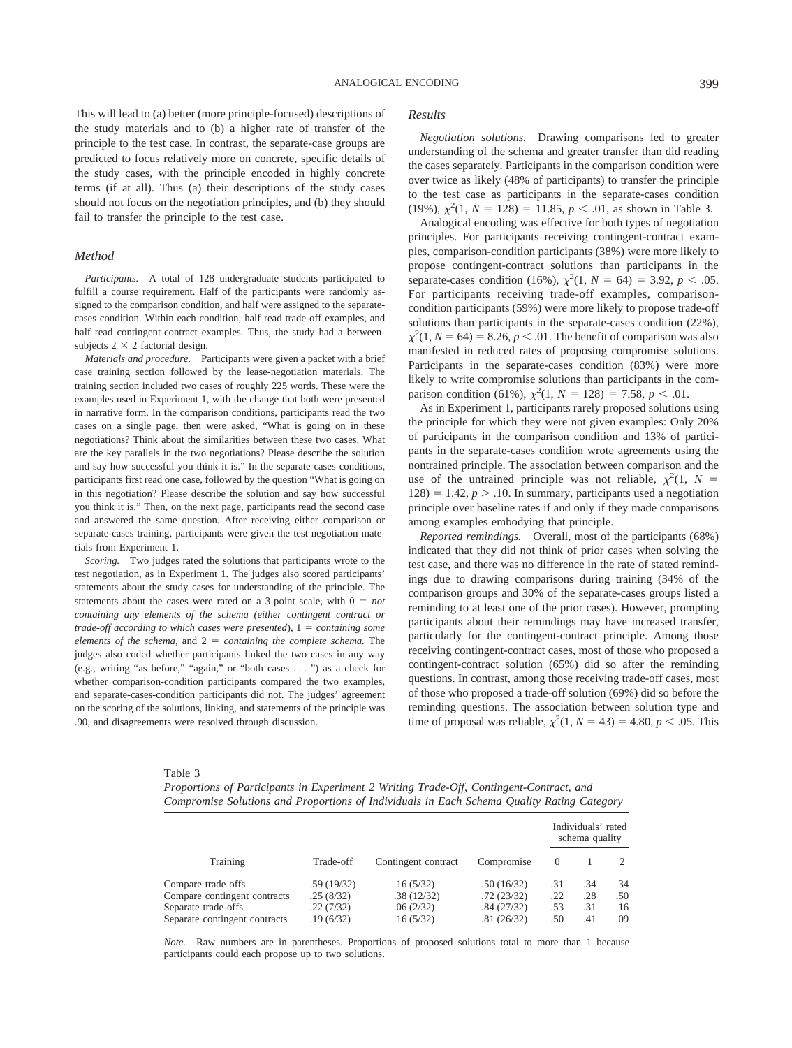This will lead to (a) better (more principle-focused) descriptions of the study materials and to (b) a higher rate of transfer of the principle to the test case. In contrast, the separate-case groups are predicted to focus relatively more on concrete, specific details of the study cases, with the principle encoded in highly concrete terms (if at all). Thus (a) their descriptions of the study cases should not focus on the negotiation principles, and (b) they should fail to transfer the principle to the test case.

### Method

*Participants.* A total of 128 undergraduate students participated to fulfill a course requirement. Half of the participants were randomly assigned to the comparison condition, and half were assigned to the separate-cases condition. Within each condition, half read trade-off examples, and half read contingent-contract examples. Thus, the study had a between-subjects $2 \times 2$ factorial design.

*Materials and procedure.* Participants were given a packet with a brief case training section followed by the lease-negotiation materials. The training section included two cases of roughly 225 words. These were the examples used in Experiment 1, with the change that both were presented in narrative form. In the comparison conditions, participants read the two cases on a single page, then were asked, "What is going on in these negotiations? Think about the similarities between these two cases. What are the key parallels in the two negotiations? Please describe the solution and say how successful you think it is." In the separate-cases conditions, participants first read one case, followed by the question "What is going on in this negotiation? Please describe the solution and say how successful you think it is." Then, on the next page, participants read the second case and answered the same question. After receiving either comparison or separate-cases training, participants were given the test negotiation materials from Experiment 1.

*Scoring.* Two judges rated the solutions that participants wrote to the test negotiation, as in Experiment 1. The judges also scored participants' statements about the study cases for understanding of the principle. The statements about the cases were rated on a 3-point scale, with 0 = *not containing any elements of the schema (either contingent contract or trade-off according to which cases were presented)*, 1 = *containing some elements of the schema*, and 2 = *containing the complete schema.* The judges also coded whether participants linked the two cases in any way (e.g., writing "as before," "again," or "both cases . . . ") as a check for whether comparison-condition participants compared the two examples, and separate-cases-condition participants did not. The judges' agreement on the scoring of the solutions, linking, and statements of the principle was .90, and disagreements were resolved through discussion.

### Results

*Negotiation solutions.* Drawing comparisons led to greater understanding of the schema and greater transfer than did reading the cases separately. Participants in the comparison condition were over twice as likely (48% of participants) to transfer the principle to the test case as participants in the separate-cases condition (19%), $\chi^2(1, N = 128) = 11.85$, $p < .01$, as shown in Table 3.

Analogical encoding was effective for both types of negotiation principles. For participants receiving contingent-contract examples, comparison-condition participants (38%) were more likely to propose contingent-contract solutions than participants in the separate-cases condition (16%), $\chi^2(1, N = 64) = 3.92$, $p < .05$. For participants receiving trade-off examples, comparison-condition participants (59%) were more likely to propose trade-off solutions than participants in the separate-cases condition (22%), $\chi^2(1, N = 64) = 8.26$, $p < .01$. The benefit of comparison was also manifested in reduced rates of proposing compromise solutions. Participants in the separate-cases condition (83%) were more likely to write compromise solutions than participants in the comparison condition (61%), $\chi^2(1, N = 128) = 7.58$, $p < .01$.

As in Experiment 1, participants rarely proposed solutions using the principle for which they were not given examples: Only 20% of participants in the comparison condition and 13% of participants in the separate-cases condition wrote agreements using the nontrained principle. The association between comparison and the use of the untrained principle was not reliable, $\chi^2(1, N = 128) = 1.42$, $p > .10$. In summary, participants used a negotiation principle over baseline rates if and only if they made comparisons among examples embodying that principle.

*Reported remindings.* Overall, most of the participants (68%) indicated that they did not think of prior cases when solving the test case, and there was no difference in the rate of stated remindings due to drawing comparisons during training (34% of the comparison groups and 30% of the separate-cases groups listed a reminding to at least one of the prior cases). However, prompting participants about their remindings may have increased transfer, particularly for the contingent-contract principle. Among those receiving contingent-contract cases, most of those who proposed a contingent-contract solution (65%) did so after the reminding questions. In contrast, among those receiving trade-off cases, most of those who proposed a trade-off solution (69%) did so before the reminding questions. The association between solution type and time of proposal was reliable, $\chi^2(1, N = 43) = 4.80$, $p < .05$. This

Table 3
*Proportions of Participants in Experiment 2 Writing Trade-Off, Contingent-Contract, and Compromise Solutions and Proportions of Individuals in Each Schema Quality Rating Category*

| Training | Trade-off | Contingent contract | Compromise | Individuals' rated schema quality | | |
|---|---|---|---|---|---|---|
| | | | | 0 | 1 | 2 |
| Compare trade-offs | .59 (19/32) | .16 (5/32) | .50 (16/32) | .31 | .34 | .34 |
| Compare contingent contracts | .25 (8/32) | .38 (12/32) | .72 (23/32) | .22 | .28 | .50 |
| Separate trade-offs | .22 (7/32) | .06 (2/32) | .84 (27/32) | .53 | .31 | .16 |
| Separate contingent contracts | .19 (6/32) | .16 (5/32) | .81 (26/32) | .50 | .41 | .09 |

*Note.* Raw numbers are in parentheses. Proportions of proposed solutions total to more than 1 because participants could each propose up to two solutions.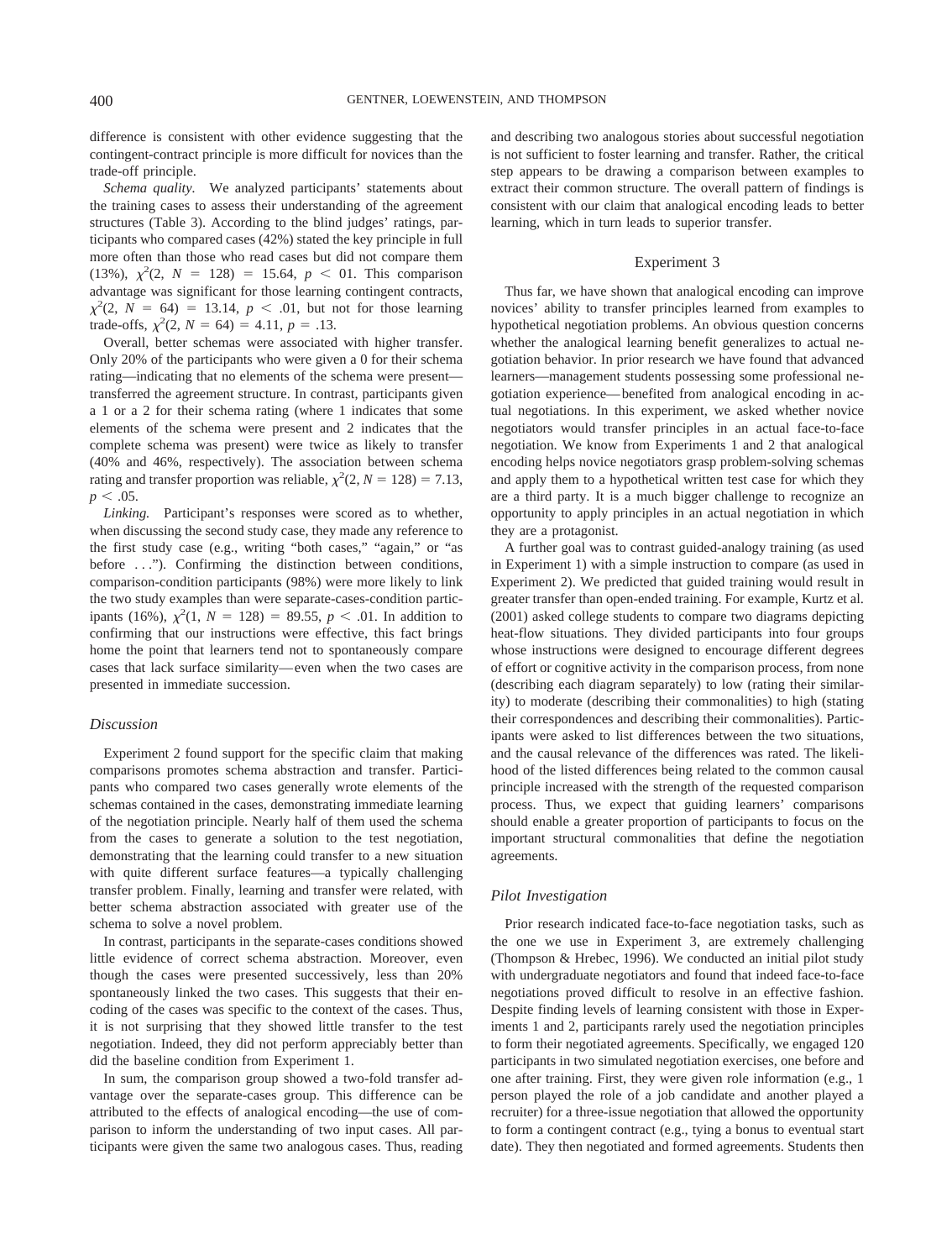difference is consistent with other evidence suggesting that the contingent-contract principle is more difficult for novices than the trade-off principle.

*Schema quality.* We analyzed participants' statements about the training cases to assess their understanding of the agreement structures (Table 3). According to the blind judges' ratings, participants who compared cases (42%) stated the key principle in full more often than those who read cases but did not compare them (13%), $\chi^2(2, N = 128) = 15.64$, $p < 01$. This comparison advantage was significant for those learning contingent contracts, $\chi^2(2, N = 64) = 13.14$, $p < .01$, but not for those learning trade-offs, $\chi^2(2, N = 64) = 4.11$, $p = .13$.

Overall, better schemas were associated with higher transfer. Only 20% of the participants who were given a 0 for their schema rating—indicating that no elements of the schema were present—transferred the agreement structure. In contrast, participants given a 1 or a 2 for their schema rating (where 1 indicates that some elements of the schema were present and 2 indicates that the complete schema was present) were twice as likely to transfer (40% and 46%, respectively). The association between schema rating and transfer proportion was reliable, $\chi^2(2, N = 128) = 7.13$, $p < .05$.

*Linking.* Participant's responses were scored as to whether, when discussing the second study case, they made any reference to the first study case (e.g., writing "both cases," "again," or "as before . . ."). Confirming the distinction between conditions, comparison-condition participants (98%) were more likely to link the two study examples than were separate-cases-condition participants (16%), $\chi^2(1, N = 128) = 89.55$, $p < .01$. In addition to confirming that our instructions were effective, this fact brings home the point that learners tend not to spontaneously compare cases that lack surface similarity—even when the two cases are presented in immediate succession.

### Discussion

Experiment 2 found support for the specific claim that making comparisons promotes schema abstraction and transfer. Participants who compared two cases generally wrote elements of the schemas contained in the cases, demonstrating immediate learning of the negotiation principle. Nearly half of them used the schema from the cases to generate a solution to the test negotiation, demonstrating that the learning could transfer to a new situation with quite different surface features—a typically challenging transfer problem. Finally, learning and transfer were related, with better schema abstraction associated with greater use of the schema to solve a novel problem.

In contrast, participants in the separate-cases conditions showed little evidence of correct schema abstraction. Moreover, even though the cases were presented successively, less than 20% spontaneously linked the two cases. This suggests that their encoding of the cases was specific to the context of the cases. Thus, it is not surprising that they showed little transfer to the test negotiation. Indeed, they did not perform appreciably better than did the baseline condition from Experiment 1.

In sum, the comparison group showed a two-fold transfer advantage over the separate-cases group. This difference can be attributed to the effects of analogical encoding—the use of comparison to inform the understanding of two input cases. All participants were given the same two analogous cases. Thus, reading and describing two analogous stories about successful negotiation is not sufficient to foster learning and transfer. Rather, the critical step appears to be drawing a comparison between examples to extract their common structure. The overall pattern of findings is consistent with our claim that analogical encoding leads to better learning, which in turn leads to superior transfer.

## Experiment 3

Thus far, we have shown that analogical encoding can improve novices' ability to transfer principles learned from examples to hypothetical negotiation problems. An obvious question concerns whether the analogical learning benefit generalizes to actual negotiation behavior. In prior research we have found that advanced learners—management students possessing some professional negotiation experience—benefited from analogical encoding in actual negotiations. In this experiment, we asked whether novice negotiators would transfer principles in an actual face-to-face negotiation. We know from Experiments 1 and 2 that analogical encoding helps novice negotiators grasp problem-solving schemas and apply them to a hypothetical written test case for which they are a third party. It is a much bigger challenge to recognize an opportunity to apply principles in an actual negotiation in which they are a protagonist.

A further goal was to contrast guided-analogy training (as used in Experiment 1) with a simple instruction to compare (as used in Experiment 2). We predicted that guided training would result in greater transfer than open-ended training. For example, Kurtz et al. (2001) asked college students to compare two diagrams depicting heat-flow situations. They divided participants into four groups whose instructions were designed to encourage different degrees of effort or cognitive activity in the comparison process, from none (describing each diagram separately) to low (rating their similarity) to moderate (describing their commonalities) to high (stating their correspondences and describing their commonalities). Participants were asked to list differences between the two situations, and the causal relevance of the differences was rated. The likelihood of the listed differences being related to the common causal principle increased with the strength of the requested comparison process. Thus, we expect that guiding learners' comparisons should enable a greater proportion of participants to focus on the important structural commonalities that define the negotiation agreements.

### Pilot Investigation

Prior research indicated face-to-face negotiation tasks, such as the one we use in Experiment 3, are extremely challenging (Thompson & Hrebec, 1996). We conducted an initial pilot study with undergraduate negotiators and found that indeed face-to-face negotiations proved difficult to resolve in an effective fashion. Despite finding levels of learning consistent with those in Experiments 1 and 2, participants rarely used the negotiation principles to form their negotiated agreements. Specifically, we engaged 120 participants in two simulated negotiation exercises, one before and one after training. First, they were given role information (e.g., 1 person played the role of a job candidate and another played a recruiter) for a three-issue negotiation that allowed the opportunity to form a contingent contract (e.g., tying a bonus to eventual start date). They then negotiated and formed agreements. Students then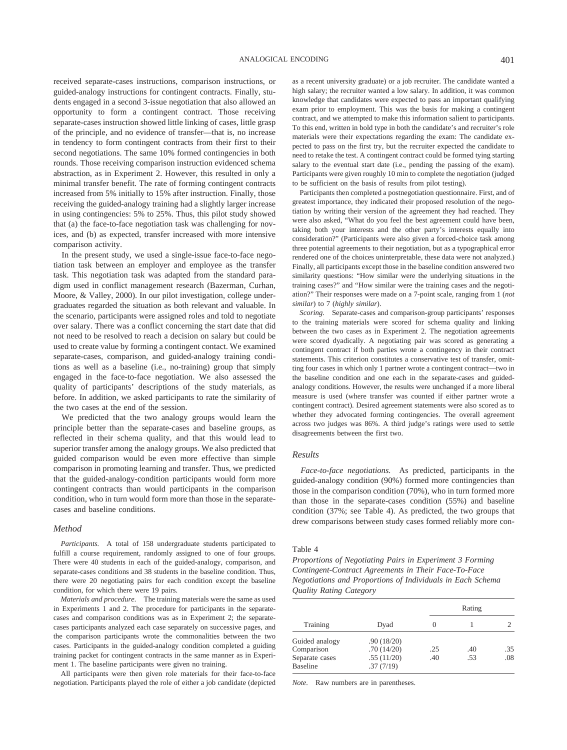received separate-cases instructions, comparison instructions, or guided-analogy instructions for contingent contracts. Finally, students engaged in a second 3-issue negotiation that also allowed an opportunity to form a contingent contract. Those receiving separate-cases instruction showed little linking of cases, little grasp of the principle, and no evidence of transfer—that is, no increase in tendency to form contingent contracts from their first to their second negotiations. The same 10% formed contingencies in both rounds. Those receiving comparison instruction evidenced schema abstraction, as in Experiment 2. However, this resulted in only a minimal transfer benefit. The rate of forming contingent contracts increased from 5% initially to 15% after instruction. Finally, those receiving the guided-analogy training had a slightly larger increase in using contingencies: 5% to 25%. Thus, this pilot study showed that (a) the face-to-face negotiation task was challenging for novices, and (b) as expected, transfer increased with more intensive comparison activity.

In the present study, we used a single-issue face-to-face negotiation task between an employer and employee as the transfer task. This negotiation task was adapted from the standard paradigm used in conflict management research (Bazerman, Curhan, Moore, & Valley, 2000). In our pilot investigation, college undergraduates regarded the situation as both relevant and valuable. In the scenario, participants were assigned roles and told to negotiate over salary. There was a conflict concerning the start date that did not need to be resolved to reach a decision on salary but could be used to create value by forming a contingent contact. We examined separate-cases, comparison, and guided-analogy training conditions as well as a baseline (i.e., no-training) group that simply engaged in the face-to-face negotiation. We also assessed the quality of participants' descriptions of the study materials, as before. In addition, we asked participants to rate the similarity of the two cases at the end of the session.

We predicted that the two analogy groups would learn the principle better than the separate-cases and baseline groups, as reflected in their schema quality, and that this would lead to superior transfer among the analogy groups. We also predicted that guided comparison would be even more effective than simple comparison in promoting learning and transfer. Thus, we predicted that the guided-analogy-condition participants would form more contingent contracts than would participants in the comparison condition, who in turn would form more than those in the separate-cases and baseline conditions.

### Method

*Participants.* A total of 158 undergraduate students participated to fulfill a course requirement, randomly assigned to one of four groups. There were 40 students in each of the guided-analogy, comparison, and separate-cases conditions and 38 students in the baseline condition. Thus, there were 20 negotiating pairs for each condition except the baseline condition, for which there were 19 pairs.

*Materials and procedure.* The training materials were the same as used in Experiments 1 and 2. The procedure for participants in the separate-cases and comparison conditions was as in Experiment 2; the separate-cases participants analyzed each case separately on successive pages, and the comparison participants wrote the commonalities between the two cases. Participants in the guided-analogy condition completed a guiding training packet for contingent contracts in the same manner as in Experiment 1. The baseline participants were given no training.

All participants were then given role materials for their face-to-face negotiation. Participants played the role of either a job candidate (depicted as a recent university graduate) or a job recruiter. The candidate wanted a high salary; the recruiter wanted a low salary. In addition, it was common knowledge that candidates were expected to pass an important qualifying exam prior to employment. This was the basis for making a contingent contract, and we attempted to make this information salient to participants. To this end, written in bold type in both the candidate's and recruiter's role materials were their expectations regarding the exam: The candidate expected to pass on the first try, but the recruiter expected the candidate to need to retake the test. A contingent contract could be formed tying starting salary to the eventual start date (i.e., pending the passing of the exam). Participants were given roughly 10 min to complete the negotiation (judged to be sufficient on the basis of results from pilot testing).

Participants then completed a postnegotiation questionnaire. First, and of greatest importance, they indicated their proposed resolution of the negotiation by writing their version of the agreement they had reached. They were also asked, "What do you feel the best agreement could have been, taking both your interests and the other party's interests equally into consideration?" (Participants were also given a forced-choice task among three potential agreements to their negotiation, but as a typographical error rendered one of the choices uninterpretable, these data were not analyzed.) Finally, all participants except those in the baseline condition answered two similarity questions: "How similar were the underlying situations in the training cases?" and "How similar were the training cases and the negotiation?" Their responses were made on a 7-point scale, ranging from 1 (*not similar*) to 7 (*highly similar*).

*Scoring.* Separate-cases and comparison-group participants' responses to the training materials were scored for schema quality and linking between the two cases as in Experiment 2. The negotiation agreements were scored dyadically. A negotiating pair was scored as generating a contingent contract if both parties wrote a contingency in their contract statements. This criterion constitutes a conservative test of transfer, omitting four cases in which only 1 partner wrote a contingent contract—two in the baseline condition and one each in the separate-cases and guided-analogy conditions. However, the results were unchanged if a more liberal measure is used (where transfer was counted if either partner wrote a contingent contract). Desired agreement statements were also scored as to whether they advocated forming contingencies. The overall agreement across two judges was 86%. A third judge's ratings were used to settle disagreements between the first two.

### Results

*Face-to-face negotiations.* As predicted, participants in the guided-analogy condition (90%) formed more contingencies than those in the comparison condition (70%), who in turn formed more than those in the separate-cases condition (55%) and baseline condition (37%; see Table 4). As predicted, the two groups that drew comparisons between study cases formed reliably more con-

Table 4

*Proportions of Negotiating Pairs in Experiment 3 Forming Contingent-Contract Agreements in Their Face-To-Face Negotiations and Proportions of Individuals in Each Schema Quality Rating Category*

| | | Rating | | |
|---|---|---|---|---|
| Training | Dyad | 0 | 1 | 2 |
| Guided analogy | .90 (18/20) | | | |
| Comparison | .70 (14/20) | .25 | .40 | .35 |
| Separate cases | .55 (11/20) | .40 | .53 | .08 |
| Baseline | .37 (7/19) | | | |

*Note.* Raw numbers are in parentheses.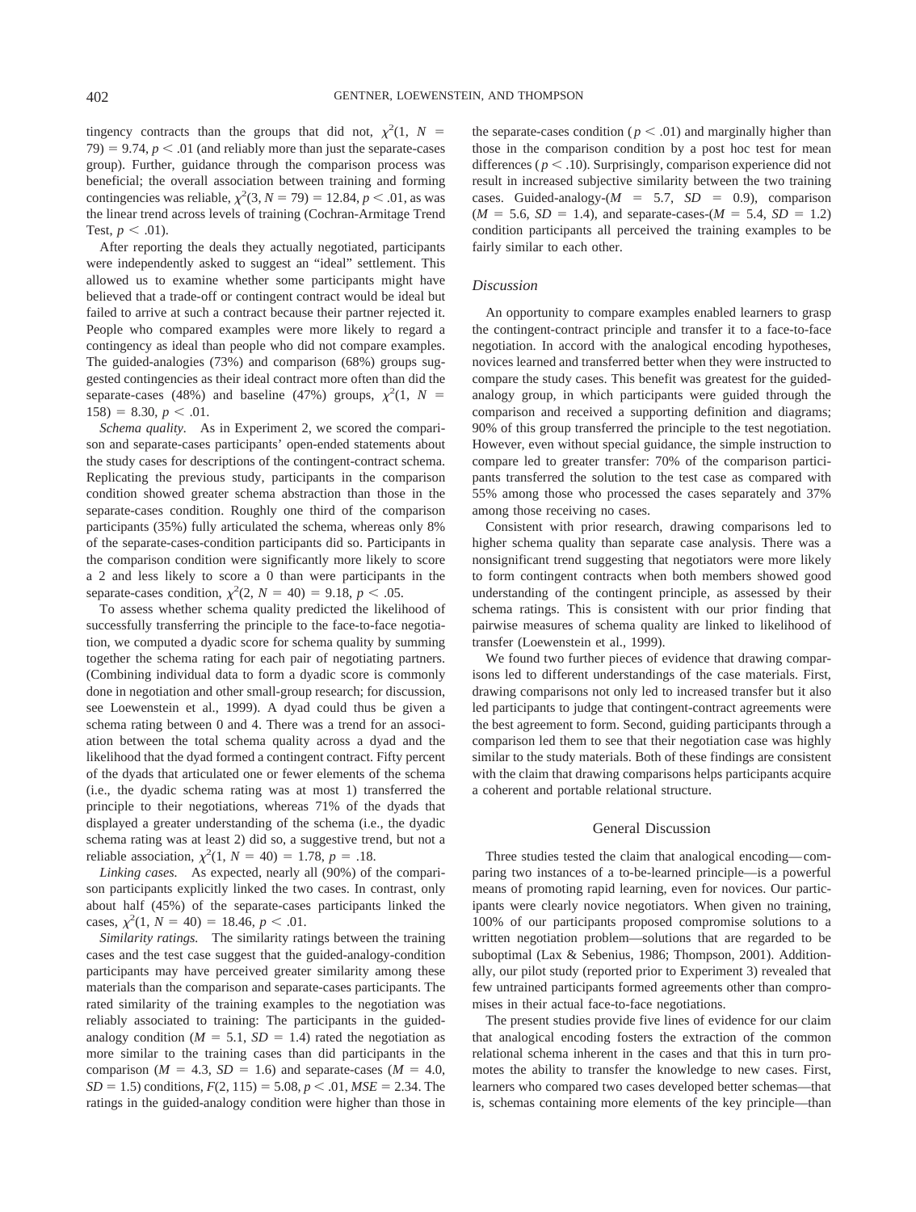tingency contracts than the groups that did not, $\chi^2(1, N = 79) = 9.74, p < .01$ (and reliably more than just the separate-cases group). Further, guidance through the comparison process was beneficial; the overall association between training and forming contingencies was reliable, $\chi^2(3, N = 79) = 12.84, p < .01$, as was the linear trend across levels of training (Cochran-Armitage Trend Test, $p < .01$).

After reporting the deals they actually negotiated, participants were independently asked to suggest an "ideal" settlement. This allowed us to examine whether some participants might have believed that a trade-off or contingent contract would be ideal but failed to arrive at such a contract because their partner rejected it. People who compared examples were more likely to regard a contingency as ideal than people who did not compare examples. The guided-analogies (73%) and comparison (68%) groups suggested contingencies as their ideal contract more often than did the separate-cases (48%) and baseline (47%) groups, $\chi^2(1, N = 158) = 8.30, p < .01$.

*Schema quality.* As in Experiment 2, we scored the comparison and separate-cases participants' open-ended statements about the study cases for descriptions of the contingent-contract schema. Replicating the previous study, participants in the comparison condition showed greater schema abstraction than those in the separate-cases condition. Roughly one third of the comparison participants (35%) fully articulated the schema, whereas only 8% of the separate-cases-condition participants did so. Participants in the comparison condition were significantly more likely to score a 2 and less likely to score a 0 than were participants in the separate-cases condition, $\chi^2(2, N = 40) = 9.18, p < .05$.

To assess whether schema quality predicted the likelihood of successfully transferring the principle to the face-to-face negotiation, we computed a dyadic score for schema quality by summing together the schema rating for each pair of negotiating partners. (Combining individual data to form a dyadic score is commonly done in negotiation and other small-group research; for discussion, see Loewenstein et al., 1999). A dyad could thus be given a schema rating between 0 and 4. There was a trend for an association between the total schema quality across a dyad and the likelihood that the dyad formed a contingent contract. Fifty percent of the dyads that articulated one or fewer elements of the schema (i.e., the dyadic schema rating was at most 1) transferred the principle to their negotiations, whereas 71% of the dyads that displayed a greater understanding of the schema (i.e., the dyadic schema rating was at least 2) did so, a suggestive trend, but not a reliable association, $\chi^2(1, N = 40) = 1.78, p = .18$.

*Linking cases.* As expected, nearly all (90%) of the comparison participants explicitly linked the two cases. In contrast, only about half (45%) of the separate-cases participants linked the cases, $\chi^2(1, N = 40) = 18.46, p < .01$.

*Similarity ratings.* The similarity ratings between the training cases and the test case suggest that the guided-analogy-condition participants may have perceived greater similarity among these materials than the comparison and separate-cases participants. The rated similarity of the training examples to the negotiation was reliably associated to training: The participants in the guided-analogy condition ($M = 5.1, SD = 1.4$) rated the negotiation as more similar to the training cases than did participants in the comparison ($M = 4.3, SD = 1.6$) and separate-cases ($M = 4.0, SD = 1.5$) conditions, $F(2, 115) = 5.08, p < .01, MSE = 2.34$. The ratings in the guided-analogy condition were higher than those in the separate-cases condition ($p < .01$) and marginally higher than those in the comparison condition by a post hoc test for mean differences ($p < .10$). Surprisingly, comparison experience did not result in increased subjective similarity between the two training cases. Guided-analogy-($M = 5.7, SD = 0.9$), comparison ($M = 5.6, SD = 1.4$), and separate-cases-($M = 5.4, SD = 1.2$) condition participants all perceived the training examples to be fairly similar to each other.

### Discussion

An opportunity to compare examples enabled learners to grasp the contingent-contract principle and transfer it to a face-to-face negotiation. In accord with the analogical encoding hypotheses, novices learned and transferred better when they were instructed to compare the study cases. This benefit was greatest for the guided-analogy group, in which participants were guided through the comparison and received a supporting definition and diagrams; 90% of this group transferred the principle to the test negotiation. However, even without special guidance, the simple instruction to compare led to greater transfer: 70% of the comparison participants transferred the solution to the test case as compared with 55% among those who processed the cases separately and 37% among those receiving no cases.

Consistent with prior research, drawing comparisons led to higher schema quality than separate case analysis. There was a nonsignificant trend suggesting that negotiators were more likely to form contingent contracts when both members showed good understanding of the contingent principle, as assessed by their schema ratings. This is consistent with our prior finding that pairwise measures of schema quality are linked to likelihood of transfer (Loewenstein et al., 1999).

We found two further pieces of evidence that drawing comparisons led to different understandings of the case materials. First, drawing comparisons not only led to increased transfer but it also led participants to judge that contingent-contract agreements were the best agreement to form. Second, guiding participants through a comparison led them to see that their negotiation case was highly similar to the study materials. Both of these findings are consistent with the claim that drawing comparisons helps participants acquire a coherent and portable relational structure.

## General Discussion

Three studies tested the claim that analogical encoding—comparing two instances of a to-be-learned principle—is a powerful means of promoting rapid learning, even for novices. Our participants were clearly novice negotiators. When given no training, 100% of our participants proposed compromise solutions to a written negotiation problem—solutions that are regarded to be suboptimal (Lax & Sebenius, 1986; Thompson, 2001). Additionally, our pilot study (reported prior to Experiment 3) revealed that few untrained participants formed agreements other than compromises in their actual face-to-face negotiations.

The present studies provide five lines of evidence for our claim that analogical encoding fosters the extraction of the common relational schema inherent in the cases and that this in turn promotes the ability to transfer the knowledge to new cases. First, learners who compared two cases developed better schemas—that is, schemas containing more elements of the key principle—than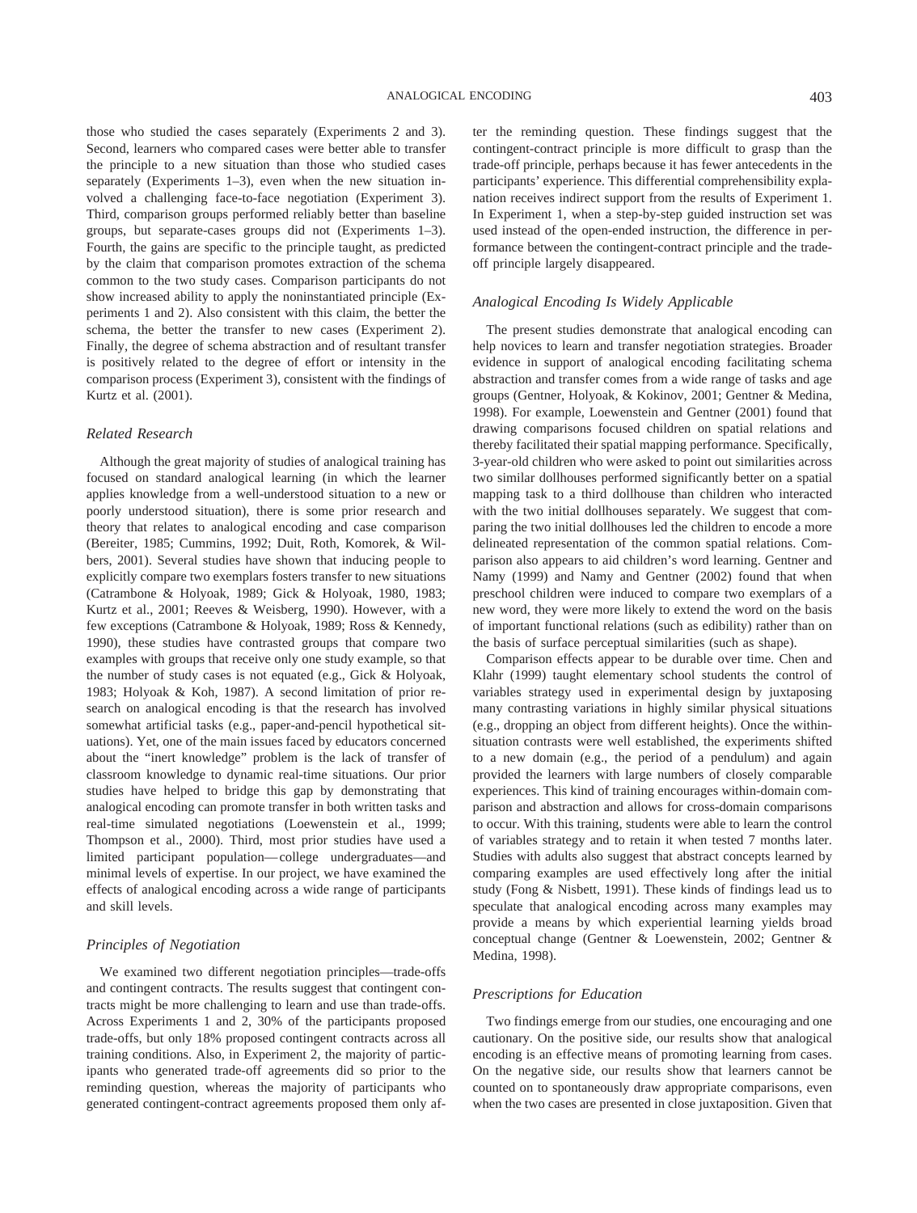those who studied the cases separately (Experiments 2 and 3). Second, learners who compared cases were better able to transfer the principle to a new situation than those who studied cases separately (Experiments 1–3), even when the new situation involved a challenging face-to-face negotiation (Experiment 3). Third, comparison groups performed reliably better than baseline groups, but separate-cases groups did not (Experiments 1–3). Fourth, the gains are specific to the principle taught, as predicted by the claim that comparison promotes extraction of the schema common to the two study cases. Comparison participants do not show increased ability to apply the noninstantiated principle (Experiments 1 and 2). Also consistent with this claim, the better the schema, the better the transfer to new cases (Experiment 2). Finally, the degree of schema abstraction and of resultant transfer is positively related to the degree of effort or intensity in the comparison process (Experiment 3), consistent with the findings of Kurtz et al. (2001).

### *Related Research*

Although the great majority of studies of analogical training has focused on standard analogical learning (in which the learner applies knowledge from a well-understood situation to a new or poorly understood situation), there is some prior research and theory that relates to analogical encoding and case comparison (Bereiter, 1985; Cummins, 1992; Duit, Roth, Komorek, & Wilbers, 2001). Several studies have shown that inducing people to explicitly compare two exemplars fosters transfer to new situations (Catrambone & Holyoak, 1989; Gick & Holyoak, 1980, 1983; Kurtz et al., 2001; Reeves & Weisberg, 1990). However, with a few exceptions (Catrambone & Holyoak, 1989; Ross & Kennedy, 1990), these studies have contrasted groups that compare two examples with groups that receive only one study example, so that the number of study cases is not equated (e.g., Gick & Holyoak, 1983; Holyoak & Koh, 1987). A second limitation of prior research on analogical encoding is that the research has involved somewhat artificial tasks (e.g., paper-and-pencil hypothetical situations). Yet, one of the main issues faced by educators concerned about the "inert knowledge" problem is the lack of transfer of classroom knowledge to dynamic real-time situations. Our prior studies have helped to bridge this gap by demonstrating that analogical encoding can promote transfer in both written tasks and real-time simulated negotiations (Loewenstein et al., 1999; Thompson et al., 2000). Third, most prior studies have used a limited participant population—college undergraduates—and minimal levels of expertise. In our project, we have examined the effects of analogical encoding across a wide range of participants and skill levels.

### *Principles of Negotiation*

We examined two different negotiation principles—trade-offs and contingent contracts. The results suggest that contingent contracts might be more challenging to learn and use than trade-offs. Across Experiments 1 and 2, 30% of the participants proposed trade-offs, but only 18% proposed contingent contracts across all training conditions. Also, in Experiment 2, the majority of participants who generated trade-off agreements did so prior to the reminding question, whereas the majority of participants who generated contingent-contract agreements proposed them only after the reminding question. These findings suggest that the contingent-contract principle is more difficult to grasp than the trade-off principle, perhaps because it has fewer antecedents in the participants' experience. This differential comprehensibility explanation receives indirect support from the results of Experiment 1. In Experiment 1, when a step-by-step guided instruction set was used instead of the open-ended instruction, the difference in performance between the contingent-contract principle and the trade-off principle largely disappeared.

### *Analogical Encoding Is Widely Applicable*

The present studies demonstrate that analogical encoding can help novices to learn and transfer negotiation strategies. Broader evidence in support of analogical encoding facilitating schema abstraction and transfer comes from a wide range of tasks and age groups (Gentner, Holyoak, & Kokinov, 2001; Gentner & Medina, 1998). For example, Loewenstein and Gentner (2001) found that drawing comparisons focused children on spatial relations and thereby facilitated their spatial mapping performance. Specifically, 3-year-old children who were asked to point out similarities across two similar dollhouses performed significantly better on a spatial mapping task to a third dollhouse than children who interacted with the two initial dollhouses separately. We suggest that comparing the two initial dollhouses led the children to encode a more delineated representation of the common spatial relations. Comparison also appears to aid children's word learning. Gentner and Namy (1999) and Namy and Gentner (2002) found that when preschool children were induced to compare two exemplars of a new word, they were more likely to extend the word on the basis of important functional relations (such as edibility) rather than on the basis of surface perceptual similarities (such as shape).

Comparison effects appear to be durable over time. Chen and Klahr (1999) taught elementary school students the control of variables strategy used in experimental design by juxtaposing many contrasting variations in highly similar physical situations (e.g., dropping an object from different heights). Once the within-situation contrasts were well established, the experiments shifted to a new domain (e.g., the period of a pendulum) and again provided the learners with large numbers of closely comparable experiences. This kind of training encourages within-domain comparison and abstraction and allows for cross-domain comparisons to occur. With this training, students were able to learn the control of variables strategy and to retain it when tested 7 months later. Studies with adults also suggest that abstract concepts learned by comparing examples are used effectively long after the initial study (Fong & Nisbett, 1991). These kinds of findings lead us to speculate that analogical encoding across many examples may provide a means by which experiential learning yields broad conceptual change (Gentner & Loewenstein, 2002; Gentner & Medina, 1998).

### *Prescriptions for Education*

Two findings emerge from our studies, one encouraging and one cautionary. On the positive side, our results show that analogical encoding is an effective means of promoting learning from cases. On the negative side, our results show that learners cannot be counted on to spontaneously draw appropriate comparisons, even when the two cases are presented in close juxtaposition. Given that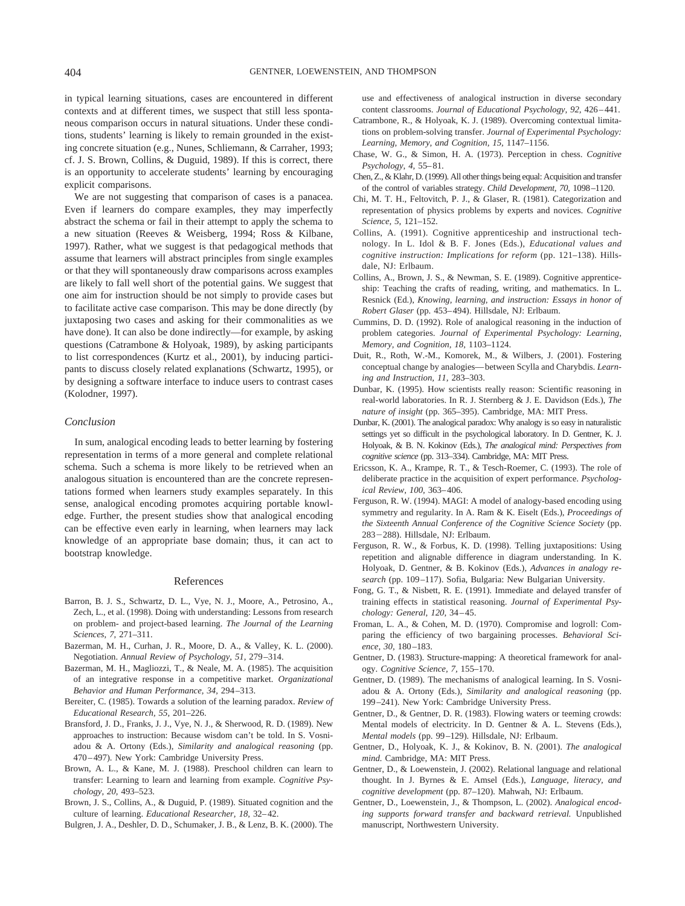in typical learning situations, cases are encountered in different contexts and at different times, we suspect that still less spontaneous comparison occurs in natural situations. Under these conditions, students' learning is likely to remain grounded in the existing concrete situation (e.g., Nunes, Schliemann, & Carraher, 1993; cf. J. S. Brown, Collins, & Duguid, 1989). If this is correct, there is an opportunity to accelerate students' learning by encouraging explicit comparisons.

We are not suggesting that comparison of cases is a panacea. Even if learners do compare examples, they may imperfectly abstract the schema or fail in their attempt to apply the schema to a new situation (Reeves & Weisberg, 1994; Ross & Kilbane, 1997). Rather, what we suggest is that pedagogical methods that assume that learners will abstract principles from single examples or that they will spontaneously draw comparisons across examples are likely to fall well short of the potential gains. We suggest that one aim for instruction should be not simply to provide cases but to facilitate active case comparison. This may be done directly (by juxtaposing two cases and asking for their commonalities as we have done). It can also be done indirectly—for example, by asking questions (Catrambone & Holyoak, 1989), by asking participants to list correspondences (Kurtz et al., 2001), by inducing participants to discuss closely related explanations (Schwartz, 1995), or by designing a software interface to induce users to contrast cases (Kolodner, 1997).

### Conclusion

In sum, analogical encoding leads to better learning by fostering representation in terms of a more general and complete relational schema. Such a schema is more likely to be retrieved when an analogous situation is encountered than are the concrete representations formed when learners study examples separately. In this sense, analogical encoding promotes acquiring portable knowledge. Further, the present studies show that analogical encoding can be effective even early in learning, when learners may lack knowledge of an appropriate base domain; thus, it can act to bootstrap knowledge.

## References

Barron, B. J. S., Schwartz, D. L., Vye, N. J., Moore, A., Petrosino, A., Zech, L., et al. (1998). Doing with understanding: Lessons from research on problem- and project-based learning. *The Journal of the Learning Sciences, 7,* 271–311.

Bazerman, M. H., Curhan, J. R., Moore, D. A., & Valley, K. L. (2000). Negotiation. *Annual Review of Psychology, 51,* 279–314.

Bazerman, M. H., Magliozzi, T., & Neale, M. A. (1985). The acquisition of an integrative response in a competitive market. *Organizational Behavior and Human Performance, 34,* 294–313.

Bereiter, C. (1985). Towards a solution of the learning paradox. *Review of Educational Research, 55,* 201–226.

Bransford, J. D., Franks, J. J., Vye, N. J., & Sherwood, R. D. (1989). New approaches to instruction: Because wisdom can't be told. In S. Vosniadou & A. Ortony (Eds.), *Similarity and analogical reasoning* (pp. 470–497). New York: Cambridge University Press.

Brown, A. L., & Kane, M. J. (1988). Preschool children can learn to transfer: Learning to learn and learning from example. *Cognitive Psychology, 20,* 493–523.

Brown, J. S., Collins, A., & Duguid, P. (1989). Situated cognition and the culture of learning. *Educational Researcher, 18,* 32–42.

Bulgren, J. A., Deshler, D. D., Schumaker, J. B., & Lenz, B. K. (2000). The use and effectiveness of analogical instruction in diverse secondary content classrooms. *Journal of Educational Psychology, 92,* 426–441.

Catrambone, R., & Holyoak, K. J. (1989). Overcoming contextual limitations on problem-solving transfer. *Journal of Experimental Psychology: Learning, Memory, and Cognition, 15,* 1147–1156.

Chase, W. G., & Simon, H. A. (1973). Perception in chess. *Cognitive Psychology, 4,* 55–81.

Chen, Z., & Klahr, D. (1999). All other things being equal: Acquisition and transfer of the control of variables strategy. *Child Development, 70,* 1098–1120.

Chi, M. T. H., Feltovitch, P. J., & Glaser, R. (1981). Categorization and representation of physics problems by experts and novices. *Cognitive Science, 5,* 121–152.

Collins, A. (1991). Cognitive apprenticeship and instructional technology. In L. Idol & B. F. Jones (Eds.), *Educational values and cognitive instruction: Implications for reform* (pp. 121–138). Hillsdale, NJ: Erlbaum.

Collins, A., Brown, J. S., & Newman, S. E. (1989). Cognitive apprenticeship: Teaching the crafts of reading, writing, and mathematics. In L. Resnick (Ed.), *Knowing, learning, and instruction: Essays in honor of Robert Glaser* (pp. 453–494). Hillsdale, NJ: Erlbaum.

Cummins, D. D. (1992). Role of analogical reasoning in the induction of problem categories. *Journal of Experimental Psychology: Learning, Memory, and Cognition, 18,* 1103–1124.

Duit, R., Roth, W.-M., Komorek, M., & Wilbers, J. (2001). Fostering conceptual change by analogies—between Scylla and Charybdis. *Learning and Instruction, 11,* 283–303.

Dunbar, K. (1995). How scientists really reason: Scientific reasoning in real-world laboratories. In R. J. Sternberg & J. E. Davidson (Eds.), *The nature of insight* (pp. 365–395). Cambridge, MA: MIT Press.

Dunbar, K. (2001). The analogical paradox: Why analogy is so easy in naturalistic settings yet so difficult in the psychological laboratory. In D. Gentner, K. J. Holyoak, & B. N. Kokinov (Eds.), *The analogical mind: Perspectives from cognitive science* (pp. 313–334). Cambridge, MA: MIT Press.

Ericsson, K. A., Krampe, R. T., & Tesch-Roemer, C. (1993). The role of deliberate practice in the acquisition of expert performance. *Psychological Review, 100,* 363–406.

Ferguson, R. W. (1994). MAGI: A model of analogy-based encoding using symmetry and regularity. In A. Ram & K. Eiselt (Eds.), *Proceedings of the Sixteenth Annual Conference of the Cognitive Science Society* (pp. 283–288). Hillsdale, NJ: Erlbaum.

Ferguson, R. W., & Forbus, K. D. (1998). Telling juxtapositions: Using repetition and alignable difference in diagram understanding. In K. Holyoak, D. Gentner, & B. Kokinov (Eds.), *Advances in analogy research* (pp. 109–117). Sofia, Bulgaria: New Bulgarian University.

Fong, G. T., & Nisbett, R. E. (1991). Immediate and delayed transfer of training effects in statistical reasoning. *Journal of Experimental Psychology: General, 120,* 34–45.

Froman, L. A., & Cohen, M. D. (1970). Compromise and logroll: Comparing the efficiency of two bargaining processes. *Behavioral Science, 30,* 180–183.

Gentner, D. (1983). Structure-mapping: A theoretical framework for analogy. *Cognitive Science, 7,* 155–170.

Gentner, D. (1989). The mechanisms of analogical learning. In S. Vosniadou & A. Ortony (Eds.), *Similarity and analogical reasoning* (pp. 199–241). New York: Cambridge University Press.

Gentner, D., & Gentner, D. R. (1983). Flowing waters or teeming crowds: Mental models of electricity. In D. Gentner & A. L. Stevens (Eds.), *Mental models* (pp. 99–129). Hillsdale, NJ: Erlbaum.

Gentner, D., Holyoak, K. J., & Kokinov, B. N. (2001). *The analogical mind.* Cambridge, MA: MIT Press.

Gentner, D., & Loewenstein, J. (2002). Relational language and relational thought. In J. Byrnes & E. Amsel (Eds.), *Language, literacy, and cognitive development* (pp. 87–120). Mahwah, NJ: Erlbaum.

Gentner, D., Loewenstein, J., & Thompson, L. (2002). *Analogical encoding supports forward transfer and backward retrieval.* Unpublished manuscript, Northwestern University.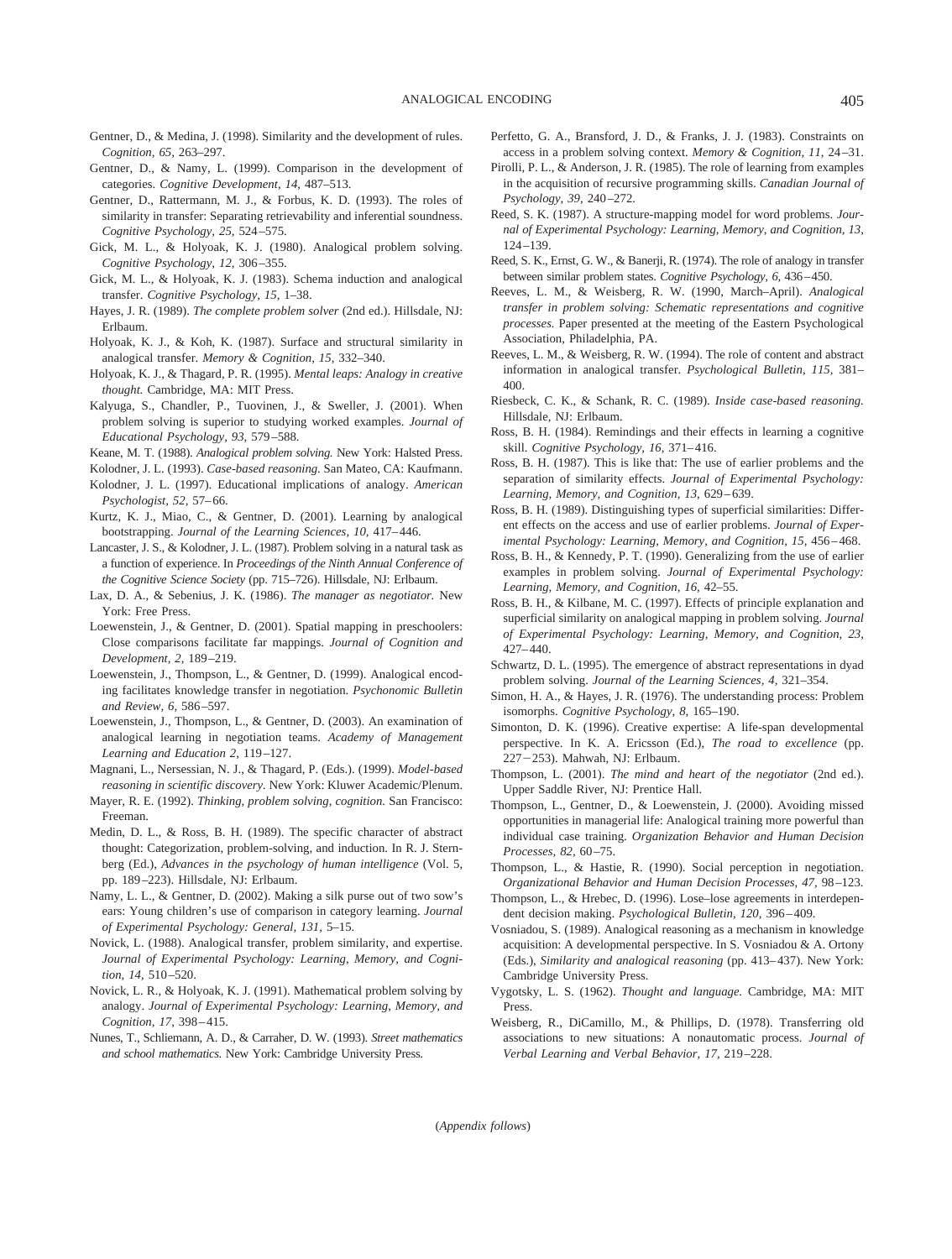Gentner, D., & Medina, J. (1998). Similarity and the development of rules. *Cognition, 65,* 263–297.

Gentner, D., & Namy, L. (1999). Comparison in the development of categories. *Cognitive Development, 14,* 487–513.

Gentner, D., Rattermann, M. J., & Forbus, K. D. (1993). The roles of similarity in transfer: Separating retrievability and inferential soundness. *Cognitive Psychology, 25,* 524–575.

Gick, M. L., & Holyoak, K. J. (1980). Analogical problem solving. *Cognitive Psychology, 12,* 306–355.

Gick, M. L., & Holyoak, K. J. (1983). Schema induction and analogical transfer. *Cognitive Psychology, 15,* 1–38.

Hayes, J. R. (1989). *The complete problem solver* (2nd ed.). Hillsdale, NJ: Erlbaum.

Holyoak, K. J., & Koh, K. (1987). Surface and structural similarity in analogical transfer. *Memory & Cognition, 15,* 332–340.

Holyoak, K. J., & Thagard, P. R. (1995). *Mental leaps: Analogy in creative thought.* Cambridge, MA: MIT Press.

Kalyuga, S., Chandler, P., Tuovinen, J., & Sweller, J. (2001). When problem solving is superior to studying worked examples. *Journal of Educational Psychology, 93,* 579–588.

Keane, M. T. (1988). *Analogical problem solving.* New York: Halsted Press.

Kolodner, J. L. (1993). *Case-based reasoning.* San Mateo, CA: Kaufmann.

Kolodner, J. L. (1997). Educational implications of analogy. *American Psychologist, 52,* 57–66.

Kurtz, K. J., Miao, C., & Gentner, D. (2001). Learning by analogical bootstrapping. *Journal of the Learning Sciences, 10,* 417–446.

Lancaster, J. S., & Kolodner, J. L. (1987). Problem solving in a natural task as a function of experience. In *Proceedings of the Ninth Annual Conference of the Cognitive Science Society* (pp. 715–726). Hillsdale, NJ: Erlbaum.

Lax, D. A., & Sebenius, J. K. (1986). *The manager as negotiator.* New York: Free Press.

Loewenstein, J., & Gentner, D. (2001). Spatial mapping in preschoolers: Close comparisons facilitate far mappings. *Journal of Cognition and Development, 2,* 189–219.

Loewenstein, J., Thompson, L., & Gentner, D. (1999). Analogical encoding facilitates knowledge transfer in negotiation. *Psychonomic Bulletin and Review, 6,* 586–597.

Loewenstein, J., Thompson, L., & Gentner, D. (2003). An examination of analogical learning in negotiation teams. *Academy of Management Learning and Education 2,* 119–127.

Magnani, L., Nersessian, N. J., & Thagard, P. (Eds.). (1999). *Model-based reasoning in scientific discovery.* New York: Kluwer Academic/Plenum.

Mayer, R. E. (1992). *Thinking, problem solving, cognition.* San Francisco: Freeman.

Medin, D. L., & Ross, B. H. (1989). The specific character of abstract thought: Categorization, problem-solving, and induction. In R. J. Sternberg (Ed.), *Advances in the psychology of human intelligence* (Vol. 5, pp. 189–223). Hillsdale, NJ: Erlbaum.

Namy, L. L., & Gentner, D. (2002). Making a silk purse out of two sow's ears: Young children's use of comparison in category learning. *Journal of Experimental Psychology: General, 131,* 5–15.

Novick, L. (1988). Analogical transfer, problem similarity, and expertise. *Journal of Experimental Psychology: Learning, Memory, and Cognition, 14,* 510–520.

Novick, L. R., & Holyoak, K. J. (1991). Mathematical problem solving by analogy. *Journal of Experimental Psychology: Learning, Memory, and Cognition, 17,* 398–415.

Nunes, T., Schliemann, A. D., & Carraher, D. W. (1993). *Street mathematics and school mathematics.* New York: Cambridge University Press.

Perfetto, G. A., Bransford, J. D., & Franks, J. J. (1983). Constraints on access in a problem solving context. *Memory & Cognition, 11,* 24–31.

Pirolli, P. L., & Anderson, J. R. (1985). The role of learning from examples in the acquisition of recursive programming skills. *Canadian Journal of Psychology, 39,* 240–272.

Reed, S. K. (1987). A structure-mapping model for word problems. *Journal of Experimental Psychology: Learning, Memory, and Cognition, 13,* 124–139.

Reed, S. K., Ernst, G. W., & Banerji, R. (1974). The role of analogy in transfer between similar problem states. *Cognitive Psychology, 6,* 436–450.

Reeves, L. M., & Weisberg, R. W. (1990, March–April). *Analogical transfer in problem solving: Schematic representations and cognitive processes.* Paper presented at the meeting of the Eastern Psychological Association, Philadelphia, PA.

Reeves, L. M., & Weisberg, R. W. (1994). The role of content and abstract information in analogical transfer. *Psychological Bulletin, 115,* 381–400.

Riesbeck, C. K., & Schank, R. C. (1989). *Inside case-based reasoning.* Hillsdale, NJ: Erlbaum.

Ross, B. H. (1984). Remindings and their effects in learning a cognitive skill. *Cognitive Psychology, 16,* 371–416.

Ross, B. H. (1987). This is like that: The use of earlier problems and the separation of similarity effects. *Journal of Experimental Psychology: Learning, Memory, and Cognition, 13,* 629–639.

Ross, B. H. (1989). Distinguishing types of superficial similarities: Different effects on the access and use of earlier problems. *Journal of Experimental Psychology: Learning, Memory, and Cognition, 15,* 456–468.

Ross, B. H., & Kennedy, P. T. (1990). Generalizing from the use of earlier examples in problem solving. *Journal of Experimental Psychology: Learning, Memory, and Cognition, 16,* 42–55.

Ross, B. H., & Kilbane, M. C. (1997). Effects of principle explanation and superficial similarity on analogical mapping in problem solving. *Journal of Experimental Psychology: Learning, Memory, and Cognition, 23,* 427–440.

Schwartz, D. L. (1995). The emergence of abstract representations in dyad problem solving. *Journal of the Learning Sciences, 4,* 321–354.

Simon, H. A., & Hayes, J. R. (1976). The understanding process: Problem isomorphs. *Cognitive Psychology, 8,* 165–190.

Simonton, D. K. (1996). Creative expertise: A life-span developmental perspective. In K. A. Ericsson (Ed.), *The road to excellence* (pp. 227–253). Mahwah, NJ: Erlbaum.

Thompson, L. (2001). *The mind and heart of the negotiator* (2nd ed.). Upper Saddle River, NJ: Prentice Hall.

Thompson, L., Gentner, D., & Loewenstein, J. (2000). Avoiding missed opportunities in managerial life: Analogical training more powerful than individual case training. *Organization Behavior and Human Decision Processes, 82,* 60–75.

Thompson, L., & Hastie, R. (1990). Social perception in negotiation. *Organizational Behavior and Human Decision Processes, 47,* 98–123.

Thompson, L., & Hrebec, D. (1996). Lose–lose agreements in interdependent decision making. *Psychological Bulletin, 120,* 396–409.

Vosniadou, S. (1989). Analogical reasoning as a mechanism in knowledge acquisition: A developmental perspective. In S. Vosniadou & A. Ortony (Eds.), *Similarity and analogical reasoning* (pp. 413–437). New York: Cambridge University Press.

Vygotsky, L. S. (1962). *Thought and language.* Cambridge, MA: MIT Press.

Weisberg, R., DiCamillo, M., & Phillips, D. (1978). Transferring old associations to new situations: A nonautomatic process. *Journal of Verbal Learning and Verbal Behavior, 17,* 219–228.

(*Appendix follows*)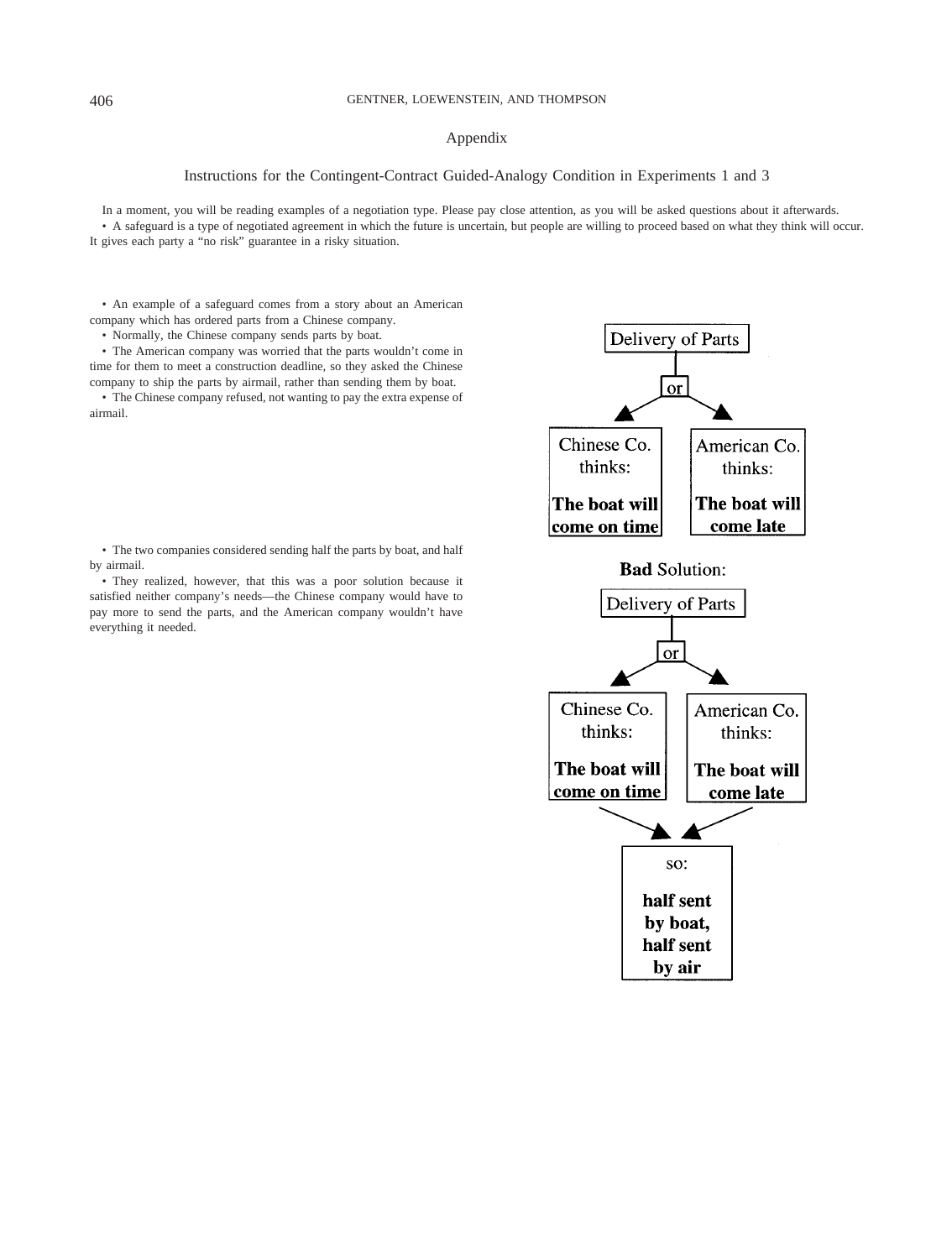## Appendix

### Instructions for the Contingent-Contract Guided-Analogy Condition in Experiments 1 and 3

In a moment, you will be reading examples of a negotiation type. Please pay close attention, as you will be asked questions about it afterwards.

- A safeguard is a type of negotiated agreement in which the future is uncertain, but people are willing to proceed based on what they think will occur. It gives each party a "no risk" guarantee in a risky situation.

- An example of a safeguard comes from a story about an American company which has ordered parts from a Chinese company.
- Normally, the Chinese company sends parts by boat.
- The American company was worried that the parts wouldn't come in time for them to meet a construction deadline, so they asked the Chinese company to ship the parts by airmail, rather than sending them by boat.
- The Chinese company refused, not wanting to pay the extra expense of airmail.

Delivery of Parts

or

Chinese Co. thinks: **The boat will come on time**

American Co. thinks: **The boat will come late**

- The two companies considered sending half the parts by boat, and half by airmail.
- They realized, however, that this was a poor solution because it satisfied neither company's needs—the Chinese company would have to pay more to send the parts, and the American company wouldn't have everything it needed.

**Bad** Solution:

Delivery of Parts

or

Chinese Co. thinks: **The boat will come on time**

American Co. thinks: **The boat will come late**

so: **half sent by boat, half sent by air**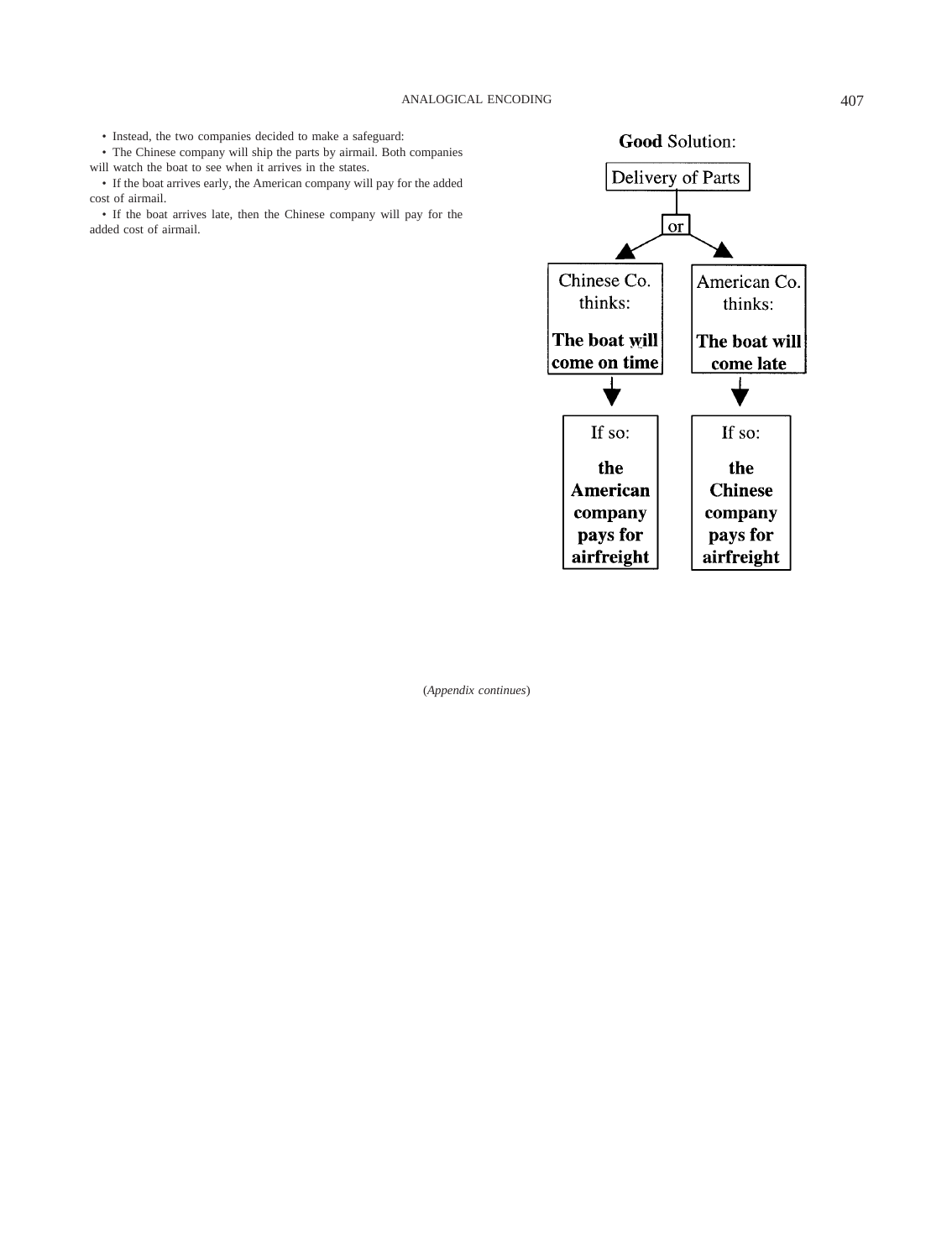- Instead, the two companies decided to make a safeguard:
- The Chinese company will ship the parts by airmail. Both companies will watch the boat to see when it arrives in the states.
- If the boat arrives early, the American company will pay for the added cost of airmail.
- If the boat arrives late, then the Chinese company will pay for the added cost of airmail.

**Good** Solution:

Delivery of Parts

or

Chinese Co. thinks: **The boat will come on time**

If so: **the American company pays for airfreight**

American Co. thinks: **The boat will come late**

If so: **the Chinese company pays for airfreight**

(*Appendix continues*)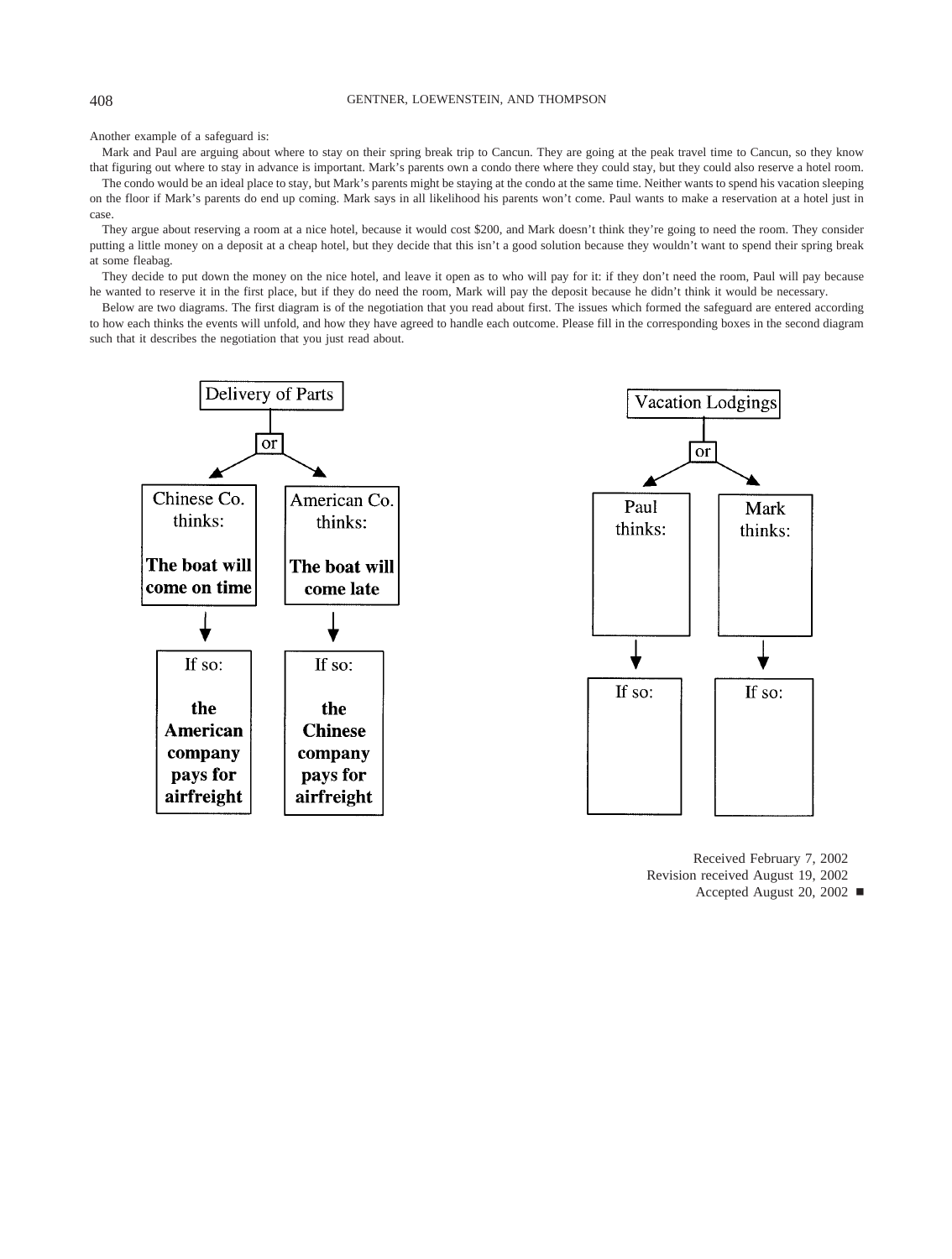Another example of a safeguard is:

Mark and Paul are arguing about where to stay on their spring break trip to Cancun. They are going at the peak travel time to Cancun, so they know that figuring out where to stay in advance is important. Mark's parents own a condo there where they could stay, but they could also reserve a hotel room.

The condo would be an ideal place to stay, but Mark's parents might be staying at the condo at the same time. Neither wants to spend his vacation sleeping on the floor if Mark's parents do end up coming. Mark says in all likelihood his parents won't come. Paul wants to make a reservation at a hotel just in case.

They argue about reserving a room at a nice hotel, because it would cost $200, and Mark doesn't think they're going to need the room. They consider putting a little money on a deposit at a cheap hotel, but they decide that this isn't a good solution because they wouldn't want to spend their spring break at some fleabag.

They decide to put down the money on the nice hotel, and leave it open as to who will pay for it: if they don't need the room, Paul will pay because he wanted to reserve it in the first place, but if they do need the room, Mark will pay the deposit because he didn't think it would be necessary.

Below are two diagrams. The first diagram is of the negotiation that you read about first. The issues which formed the safeguard are entered according to how each thinks the events will unfold, and how they have agreed to handle each outcome. Please fill in the corresponding boxes in the second diagram such that it describes the negotiation that you just read about.

Delivery of Parts

or

Chinese Co. thinks: **The boat will come on time**

American Co. thinks: **The boat will come late**

If so: **the American company pays for airfreight**

If so: **the Chinese company pays for airfreight**

Vacation Lodgings

or

Paul thinks:

Mark thinks:

If so:

If so:

Received February 7, 2002
Revision received August 19, 2002
Accepted August 20, 2002 ■